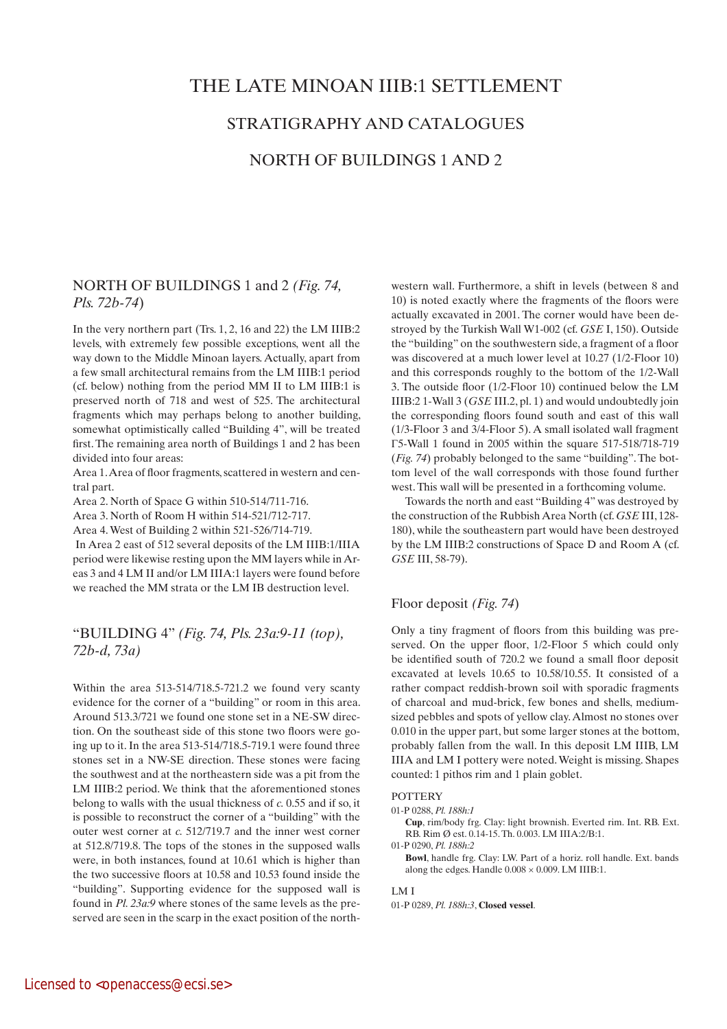# THE LATE MINOAN IIIB:1 SETTLEMENT

## STRATIGRAPHY AND CATALOGUES

## NORTH OF BUILDINGS 1 AND 2

### NORTH OF BUILDINGS 1 and 2 *(Fig. 74, Pls. 72b-74)*

In the very northern part (Trs. 1, 2, 16 and 22) the LM IIIB:2 levels, with extremely few possible exceptions, went all the way down to the Middle Minoan layers. Actually, apart from a few small architectural remains from the LM IIIB:1 period (cf. below) nothing from the period MM II to LM IIIB:1 is preserved north of 718 and west of 525. The architectural fragments which may perhaps belong to another building, somewhat optimistically called "Building 4", will be treated first. The remaining area north of Buildings 1 and 2 has been divided into four areas:

Area 1. Area of floor fragments, scattered in western and central part.

Area 2. North of Space G within 510-514/711-716.

Area 3. North of Room H within 514-521/712-717.

Area 4. West of Building 2 within 521-526/714-719.

In Area 2 east of 512 several deposits of the LM IIIB:1/IIIA period were likewise resting upon the MM layers while in Areas 3 and 4 LM II and/or LM IIIA:1 layers were found before we reached the MM strata or the LM IB destruction level.

### "BUILDING 4" *(Fig. 74, Pls. 23a:9-11 (top), 72b-d, 73a)*

Within the area 513-514/718.5-721.2 we found very scanty evidence for the corner of a "building" or room in this area. Around 513.3/721 we found one stone set in a NE-SW direction. On the southeast side of this stone two floors were going up to it. In the area 513-514/718.5-719.1 were found three stones set in a NW-SE direction. These stones were facing the southwest and at the northeastern side was a pit from the LM IIIB:2 period. We think that the aforementioned stones belong to walls with the usual thickness of *c.* 0.55 and if so, it is possible to reconstruct the corner of a "building" with the outer west corner at *c.* 512/719.7 and the inner west corner at 512.8/719.8. The tops of the stones in the supposed walls were, in both instances, found at 10.61 which is higher than the two successive floors at 10.58 and 10.53 found inside the "building". Supporting evidence for the supposed wall is found in *Pl. 23a:9* where stones of the same levels as the preserved are seen in the scarp in the exact position of the northwestern wall. Furthermore, a shift in levels (between 8 and 10) is noted exactly where the fragments of the floors were actually excavated in 2001. The corner would have been destroyed by the Turkish Wall W1-002 (cf. *GSE* I, 150). Outside the "building" on the southwestern side, a fragment of a floor was discovered at a much lower level at 10.27 (1/2-Floor 10) and this corresponds roughly to the bottom of the 1/2-Wall 3. The outside floor (1/2-Floor 10) continued below the LM IIIB:2 1-Wall 3 (*GSE* III.2, pl. 1) and would undoubtedly join the corresponding floors found south and east of this wall (1/3-Floor 3 and 3/4-Floor 5). A small isolated wall fragment Γ5-Wall 1 found in 2005 within the square 517-518/718-719 (*Fig. 74*) probably belonged to the same "building". The bottom level of the wall corresponds with those found further west. This wall will be presented in a forthcoming volume.

Towards the north and east "Building 4" was destroyed by the construction of the Rubbish Area North (cf. *GSE* III, 128-180), while the southeastern part would have been destroyed by the LM IIIB:2 constructions of Space D and Room A (cf. *GSE* III, 58-79).

### Floor deposit *(Fig. 74)*

Only a tiny fragment of floors from this building was preserved. On the upper floor, 1/2-Floor 5 which could only be identified south of 720.2 we found a small floor deposit excavated at levels 10.65 to 10.58/10.55. It consisted of a rather compact reddish-brown soil with sporadic fragments of charcoal and mud-brick, few bones and shells, medium-sized pebbles and spots of yellow clay. Almost no stones over 0.010 in the upper part, but some larger stones at the bottom, probably fallen from the wall. In this deposit LM IIIB, LM IIIA and LM I pottery were noted. Weight is missing. Shapes counted: 1 pithos rim and 1 plain goblet.

POTTERY

01-P 0288, *Pl. 188h:1*

**Cup**, rim/body frg. Clay: light brownish. Everted rim. Int. RB. Ext. RB. Rim Ø est. 0.14-15. Th. 0.003. LM IIIA:2/B:1.

01-P 0290, *Pl. 188h:2*

**Bowl**, handle frg. Clay: LW. Part of a horiz. roll handle. Ext. bands along the edges. Handle 0.008 × 0.009. LM IIIB:1.

LM I

01-P 0289, *Pl. 188h:3*, **Closed vessel**.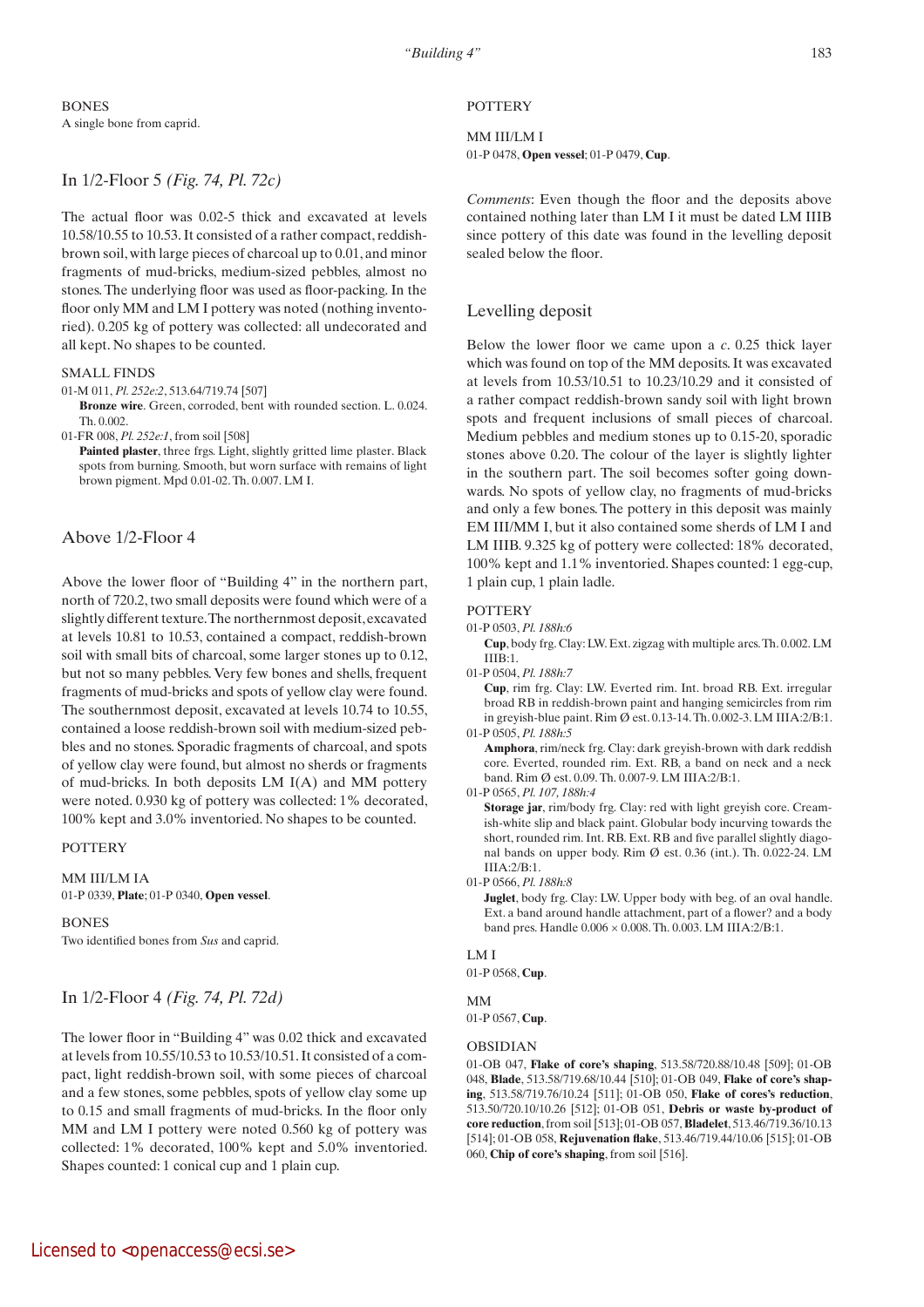BONES

A single bone from caprid.

## In 1/2-Floor 5 *(Fig. 74, Pl. 72c)*

The actual floor was 0.02-5 thick and excavated at levels 10.58/10.55 to 10.53. It consisted of a rather compact, reddish-brown soil, with large pieces of charcoal up to 0.01, and minor fragments of mud-bricks, medium-sized pebbles, almost no stones. The underlying floor was used as floor-packing. In the floor only MM and LM I pottery was noted (nothing inventoried). 0.205 kg of pottery was collected: all undecorated and all kept. No shapes to be counted.

SMALL FINDS

01-M 011, *Pl. 252e:2*, 513.64/719.74 [507]
**Bronze wire**. Green, corroded, bent with rounded section. L. 0.024. Th. 0.002.

01-FR 008, *Pl. 252e:1*, from soil [508]
**Painted plaster**, three frgs. Light, slightly gritted lime plaster. Black spots from burning. Smooth, but worn surface with remains of light brown pigment. Mpd 0.01-02. Th. 0.007. LM I.

## Above 1/2-Floor 4

Above the lower floor of "Building 4" in the northern part, north of 720.2, two small deposits were found which were of a slightly different texture. The northernmost deposit, excavated at levels 10.81 to 10.53, contained a compact, reddish-brown soil with small bits of charcoal, some larger stones up to 0.12, but not so many pebbles. Very few bones and shells, frequent fragments of mud-bricks and spots of yellow clay were found. The southernmost deposit, excavated at levels 10.74 to 10.55, contained a loose reddish-brown soil with medium-sized pebbles and no stones. Sporadic fragments of charcoal, and spots of yellow clay were found, but almost no sherds or fragments of mud-bricks. In both deposits LM I(A) and MM pottery were noted. 0.930 kg of pottery was collected: 1% decorated, 100% kept and 3.0% inventoried. No shapes to be counted.

POTTERY

MM III/LM IA
01-P 0339, **Plate**; 01-P 0340, **Open vessel**.

BONES

Two identified bones from *Sus* and caprid.

## In 1/2-Floor 4 *(Fig. 74, Pl. 72d)*

The lower floor in "Building 4" was 0.02 thick and excavated at levels from 10.55/10.53 to 10.53/10.51. It consisted of a compact, light reddish-brown soil, with some pieces of charcoal and a few stones, some pebbles, spots of yellow clay some up to 0.15 and small fragments of mud-bricks. In the floor only MM and LM I pottery were noted 0.560 kg of pottery was collected: 1% decorated, 100% kept and 5.0% inventoried. Shapes counted: 1 conical cup and 1 plain cup.

POTTERY

MM III/LM I
01-P 0478, **Open vessel**; 01-P 0479, **Cup**.

*Comments*: Even though the floor and the deposits above contained nothing later than LM I it must be dated LM IIIB since pottery of this date was found in the levelling deposit sealed below the floor.

## Levelling deposit

Below the lower floor we came upon a *c.* 0.25 thick layer which was found on top of the MM deposits. It was excavated at levels from 10.53/10.51 to 10.23/10.29 and it consisted of a rather compact reddish-brown sandy soil with light brown spots and frequent inclusions of small pieces of charcoal. Medium pebbles and medium stones up to 0.15-20, sporadic stones above 0.20. The colour of the layer is slightly lighter in the southern part. The soil becomes softer going downwards. No spots of yellow clay, no fragments of mud-bricks and only a few bones. The pottery in this deposit was mainly EM III/MM I, but it also contained some sherds of LM I and LM IIIB. 9.325 kg of pottery were collected: 18% decorated, 100% kept and 1.1% inventoried. Shapes counted: 1 egg-cup, 1 plain cup, 1 plain ladle.

POTTERY

01-P 0503, *Pl. 188h:6*
**Cup**, body frg. Clay: LW. Ext. zigzag with multiple arcs. Th. 0.002. LM IIIB:1.

01-P 0504, *Pl. 188h:7*
**Cup**, rim frg. Clay: LW. Everted rim. Int. broad RB. Ext. irregular broad RB in reddish-brown paint and hanging semicircles from rim in greyish-blue paint. Rim Ø est. 0.13-14. Th. 0.002-3. LM IIIA:2/B:1.

01-P 0505, *Pl. 188h:5*
**Amphora**, rim/neck frg. Clay: dark greyish-brown with dark reddish core. Everted, rounded rim. Ext. RB, a band on neck and a neck band. Rim Ø est. 0.09. Th. 0.007-9. LM IIIA:2/B:1.

01-P 0565, *Pl. 107, 188h:4*
**Storage jar**, rim/body frg. Clay: red with light greyish core. Creamish-white slip and black paint. Globular body incurving towards the short, rounded rim. Int. RB. Ext. RB and five parallel slightly diagonal bands on upper body. Rim Ø est. 0.36 (int.). Th. 0.022-24. LM IIIA:2/B:1.

01-P 0566, *Pl. 188h:8*
**Juglet**, body frg. Clay: LW. Upper body with beg. of an oval handle. Ext. a band around handle attachment, part of a flower? and a body band pres. Handle 0.006 × 0.008. Th. 0.003. LM IIIA:2/B:1.

LM I
01-P 0568, **Cup**.

MM
01-P 0567, **Cup**.

OBSIDIAN

01-OB 047, **Flake of core's shaping**, 513.58/720.88/10.48 [509]; 01-OB 048, **Blade**, 513.58/719.68/10.44 [510]; 01-OB 049, **Flake of core's shaping**, 513.58/719.76/10.24 [511]; 01-OB 050, **Flake of cores's reduction**, 513.50/720.10/10.26 [512]; 01-OB 051, **Debris or waste by-product of core reduction**, from soil [513]; 01-OB 057, **Bladelet**, 513.46/719.36/10.13 [514]; 01-OB 058, **Rejuvenation flake**, 513.46/719.44/10.06 [515]; 01-OB 060, **Chip of core's shaping**, from soil [516].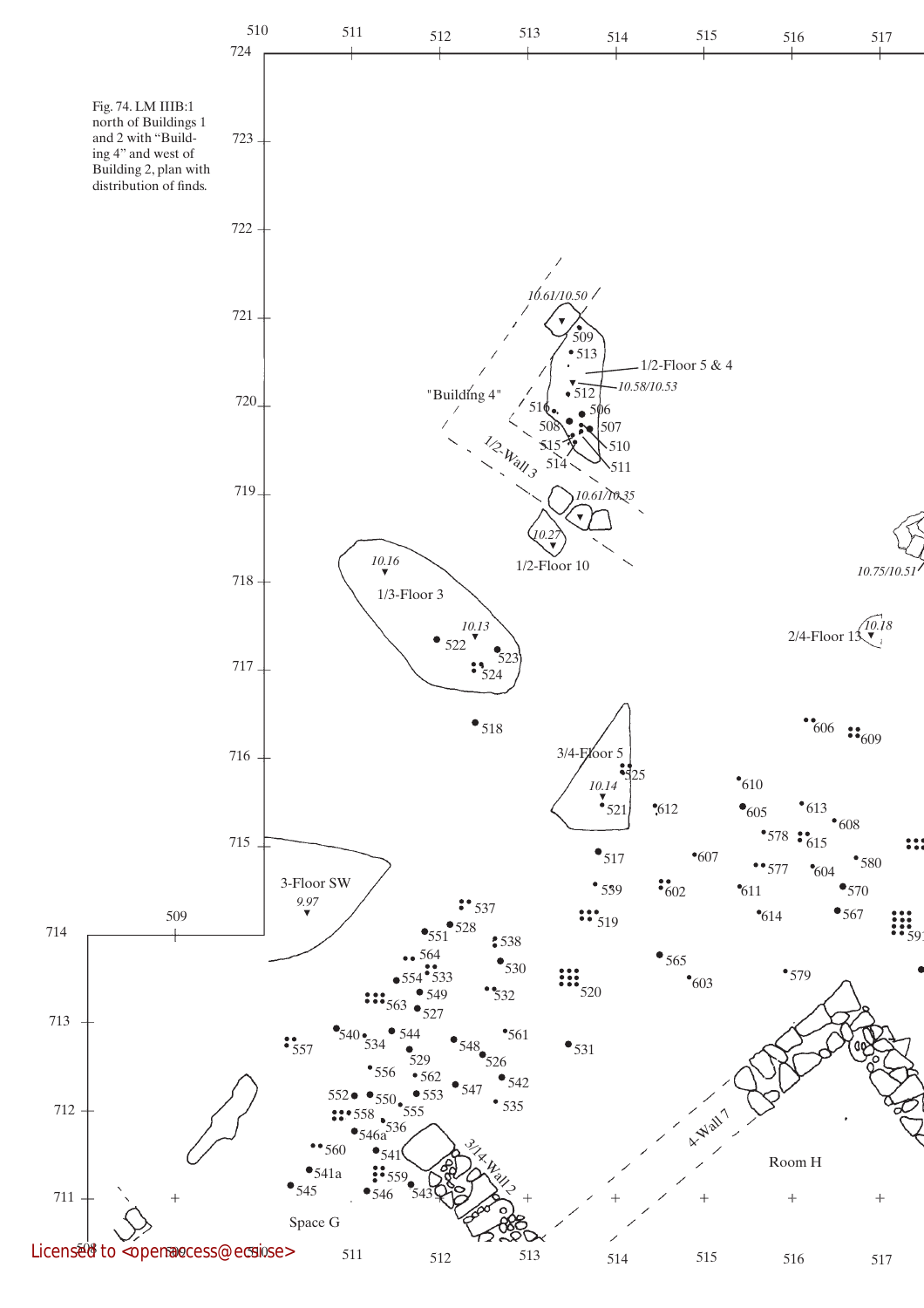Fig. 74. LM IIIB:1 north of Buildings 1 and 2 with "Building 4" and west of Building 2, plan with distribution of finds.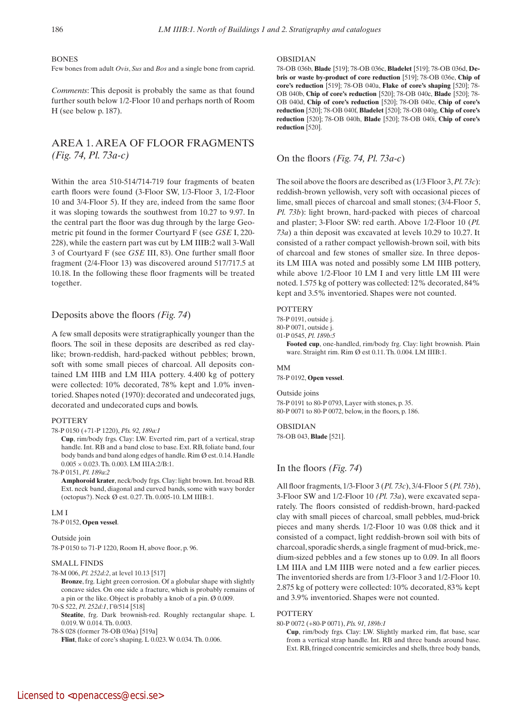### BONES

Few bones from adult *Ovis*, *Sus* and *Bos* and a single bone from caprid.

*Comments*: This deposit is probably the same as that found further south below 1/2-Floor 10 and perhaps north of Room H (see below p. 187).

## AREA 1. AREA OF FLOOR FRAGMENTS *(Fig. 74, Pl. 73a-c)*

Within the area 510-514/714-719 four fragments of beaten earth floors were found (3-Floor SW, 1/3-Floor 3, 1/2-Floor 10 and 3/4-Floor 5). If they are, indeed from the same floor it was sloping towards the southwest from 10.27 to 9.97. In the central part the floor was dug through by the large Geometric pit found in the former Courtyard F (see *GSE* I, 220-228), while the eastern part was cut by LM IIIB:2 wall 3-Wall 3 of Courtyard F (see *GSE* III, 83). One further small floor fragment (2/4-Floor 13) was discovered around 517/717.5 at 10.18. In the following these floor fragments will be treated together.

### Deposits above the floors *(Fig. 74)*

A few small deposits were stratigraphically younger than the floors. The soil in these deposits are described as red clay-like; brown-reddish, hard-packed without pebbles; brown, soft with some small pieces of charcoal. All deposits contained LM IIIB and LM IIIA pottery. 4.400 kg of pottery were collected: 10% decorated, 78% kept and 1.0% inventoried. Shapes noted (1970): decorated and undecorated jugs, decorated and undecorated cups and bowls.

#### POTTERY

78-P 0150 (+71-P 1220), *Pls. 92, 189a:1*

**Cup**, rim/body frg. Clay: LW. Everted rim, part of a vertical, strap handle. Int. RB and a band close to base. Ext. RB, foliate band, four body bands and band along edges of handle. Rim Ø est. 0.14. Handle 0.005 × 0.023. Th. 0.003. LM IIIA:2/B:1.

78-P 0151, *Pl. 189a:2*

**Amphoroid krater**, neck/body frgs. Clay: light brown. Int. broad RB. Ext. neck band, diagonal and curved bands, some with wavy border (octopus?). Neck Ø est. 0.27. Th. 0.005-10. LM IIIB:1.

#### LM I

78-P 0152, **Open vessel**.

#### Outside join

78-P 0150 to 71-P 1220, Room H, above floor, p. 96.

#### SMALL FINDS

78-M 006, *Pl. 252d:2*, at level 10.13 [517]

**Bronze**, frg. Light green corrosion. Of a globular shape with slightly concave sides. On one side a fracture, which is probably remains of a pin or the like. Object is probably a knob of a pin. Ø 0.009.

70-S 522, *Pl. 252d:1*, Γθ/514 [518]

**Steatite**, frg. Dark brownish-red. Roughly rectangular shape. L 0.019. W 0.014. Th. 0.003.

78-S 028 (former 78-OB 036a) [519a]

**Flint**, flake of core's shaping. L 0.023. W 0.034. Th. 0.006.

#### OBSIDIAN

78-OB 036b, **Blade** [519]; 78-OB 036c, **Bladelet** [519]; 78-OB 036d, **Debris or waste by-product of core reduction** [519]; 78-OB 036e, **Chip of core's reduction** [519]; 78-OB 040a, **Flake of core's shaping** [520]; 78-OB 040b, **Chip of core's reduction** [520]; 78-OB 040c, **Blade** [520]; 78-OB 040d, **Chip of core's reduction** [520]; 78-OB 040e, **Chip of core's reduction** [520]; 78-OB 040f, **Bladelet** [520]; 78-OB 040g, **Chip of core's reduction** [520]; 78-OB 040h, **Blade** [520]; 78-OB 040i, **Chip of core's reduction** [520].

### On the floors *(Fig. 74, Pl. 73a-c)*

The soil above the floors are described as (1/3 Floor 3, *Pl. 73c*): reddish-brown yellowish, very soft with occasional pieces of lime, small pieces of charcoal and small stones; (3/4-Floor 5, *Pl. 73b*): light brown, hard-packed with pieces of charcoal and plaster; 3-Floor SW: red earth. Above 1/2-Floor 10 (*Pl. 73a*) a thin deposit was excavated at levels 10.29 to 10.27. It consisted of a rather compact yellowish-brown soil, with bits of charcoal and few stones of smaller size. In three deposits LM IIIA was noted and possibly some LM IIIB pottery, while above 1/2-Floor 10 LM I and very little LM III were noted. 1.575 kg of pottery was collected: 12% decorated, 84% kept and 3.5% inventoried. Shapes were not counted.

#### POTTERY

78-P 0191, outside j.

80-P 0071, outside j.

01-P 0545, *Pl. 189b:5*

**Footed cup**, one-handled, rim/body frg. Clay: light brownish. Plain ware. Straight rim. Rim Ø est 0.11. Th. 0.004. LM IIIB:1.

#### MM

78-P 0192, **Open vessel**.

#### Outside joins

78-P 0191 to 80-P 0793, Layer with stones, p. 35.

80-P 0071 to 80-P 0072, below, in the floors, p. 186.

#### OBSIDIAN

78-OB 043, **Blade** [521].

### In the floors *(Fig. 74)*

All floor fragments, 1/3-Floor 3 (*Pl. 73c*), 3/4-Floor 5 (*Pl. 73b*), 3-Floor SW and 1/2-Floor 10 *(Pl. 73a)*, were excavated separately. The floors consisted of reddish-brown, hard-packed clay with small pieces of charcoal, small pebbles, mud-brick pieces and many sherds. 1/2-Floor 10 was 0.08 thick and it consisted of a compact, light reddish-brown soil with bits of charcoal, sporadic sherds, a single fragment of mud-brick, medium-sized pebbles and a few stones up to 0.09. In all floors LM IIIA and LM IIIB were noted and a few earlier pieces. The inventoried sherds are from 1/3-Floor 3 and 1/2-Floor 10. 2.875 kg of pottery were collected: 10% decorated, 83% kept and 3.9% inventoried. Shapes were not counted.

#### POTTERY

80-P 0072 (+80-P 0071), *Pls. 91, 189b:1*

**Cup**, rim/body frgs. Clay: LW. Slightly marked rim, flat base, scar from a vertical strap handle. Int. RB and three bands around base. Ext. RB, fringed concentric semicircles and shells, three body bands,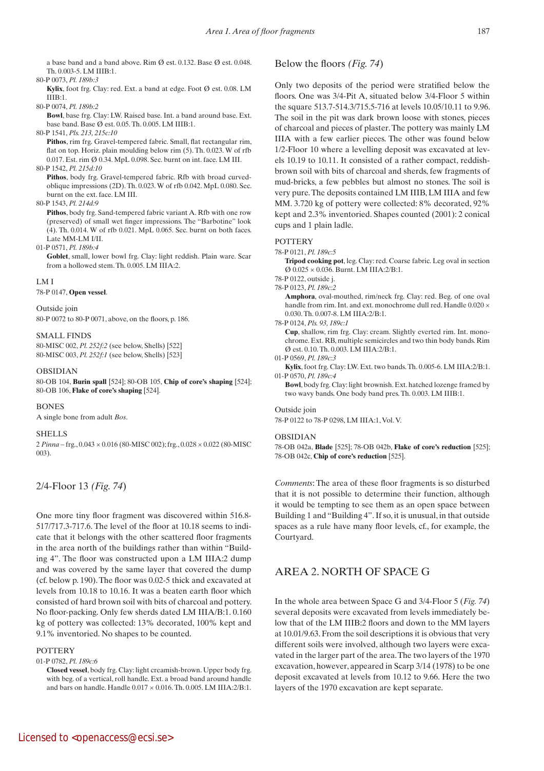a base band and a band above. Rim Ø est. 0.132. Base Ø est. 0.048. Th. 0.003-5. LM IIIB:1.

80-P 0073, *Pl. 189b:3*

**Kylix**, foot frg. Clay: red. Ext. a band at edge. Foot Ø est. 0.08. LM IIIB:1.

80-P 0074, *Pl. 189b:2*

**Bowl**, base frg. Clay: LW. Raised base. Int. a band around base. Ext. base band. Base Ø est. 0.05. Th. 0.005. LM IIIB:1.

80-P 1541, *Pls. 213, 215c:10*

**Pithos**, rim frg. Gravel-tempered fabric. Small, flat rectangular rim, flat on top. Horiz. plain moulding below rim (5). Th. 0.023. W of rfb 0.017. Est. rim Ø 0.34. MpL 0.098. Sec. burnt on int. face. LM III.

80-P 1542, *Pl. 215d:10*

**Pithos**, body frg. Gravel-tempered fabric. Rfb with broad curved-oblique impressions (2D). Th. 0.023. W of rfb 0.042. MpL 0.080. Sec. burnt on the ext. face. LM III.

80-P 1543, *Pl. 214d:9*

**Pithos**, body frg. Sand-tempered fabric variant A. Rfb with one row (preserved) of small wet finger impressions. The "Barbotine" look (4). Th. 0.014. W of rfb 0.021. MpL 0.065. Sec. burnt on both faces. Late MM-LM I/II.

01-P 0571, *Pl. 189b:4*

**Goblet**, small, lower bowl frg. Clay: light reddish. Plain ware. Scar from a hollowed stem. Th. 0.005. LM IIIA:2.

LM I

78-P 0147, **Open vessel**.

Outside join

80-P 0072 to 80-P 0071, above, on the floors, p. 186.

SMALL FINDS

80-MISC 002, *Pl. 252f:2* (see below, Shells) [522]
80-MISC 003, *Pl. 252f:1* (see below, Shells) [523]

OBSIDIAN

80-OB 104, **Burin spall** [524]; 80-OB 105, **Chip of core's shaping** [524]; 80-OB 106, **Flake of core's shaping** [524].

BONES

A single bone from adult *Bos*.

SHELLS

2 *Pinna* – frg., 0.043 × 0.016 (80-MISC 002); frg., 0.028 × 0.022 (80-MISC 003).

## 2/4-Floor 13 *(Fig. 74)*

One more tiny floor fragment was discovered within 516.8-517/717.3-717.6. The level of the floor at 10.18 seems to indicate that it belongs with the other scattered floor fragments in the area north of the buildings rather than within "Building 4". The floor was constructed upon a LM IIIA:2 dump and was covered by the same layer that covered the dump (cf. below p. 190). The floor was 0.02-5 thick and excavated at levels from 10.18 to 10.16. It was a beaten earth floor which consisted of hard brown soil with bits of charcoal and pottery. No floor-packing. Only few sherds dated LM IIIA/B:1. 0.160 kg of pottery was collected: 13% decorated, 100% kept and 9.1% inventoried. No shapes to be counted.

POTTERY

01-P 0782, *Pl. 189c:6*

**Closed vessel**, body frg. Clay: light creamish-brown. Upper body frg. with beg. of a vertical, roll handle. Ext. a broad band around handle and bars on handle. Handle 0.017 × 0.016. Th. 0.005. LM IIIA:2/B:1.

## Below the floors *(Fig. 74)*

Only two deposits of the period were stratified below the floors. One was 3/4-Pit A, situated below 3/4-Floor 5 within the square 513.7-514.3/715.5-716 at levels 10.05/10.11 to 9.96. The soil in the pit was dark brown loose with stones, pieces of charcoal and pieces of plaster. The pottery was mainly LM IIIA with a few earlier pieces. The other was found below 1/2-Floor 10 where a levelling deposit was excavated at levels 10.19 to 10.11. It consisted of a rather compact, reddish-brown soil with bits of charcoal and sherds, few fragments of mud-bricks, a few pebbles but almost no stones. The soil is very pure. The deposits contained LM IIIB, LM IIIA and few MM. 3.720 kg of pottery were collected: 8% decorated, 92% kept and 2.3% inventoried. Shapes counted (2001): 2 conical cups and 1 plain ladle.

POTTERY

78-P 0121, *Pl. 189c:5*

**Tripod cooking pot**, leg. Clay: red. Coarse fabric. Leg oval in section Ø 0.025 × 0.036. Burnt. LM IIIA:2/B:1.

78-P 0122, outside j.

78-P 0123, *Pl. 189c:2*

**Amphora**, oval-mouthed, rim/neck frg. Clay: red. Beg. of one oval handle from rim. Int. and ext. monochrome dull red. Handle 0.020 × 0.030. Th. 0.007-8. LM IIIA:2/B:1.

78-P 0124, *Pls. 93, 189c:1*

**Cup**, shallow, rim frg. Clay: cream. Slightly everted rim. Int. monochrome. Ext. RB, multiple semicircles and two thin body bands. Rim Ø est. 0.10. Th. 0.003. LM IIIA:2/B:1.

01-P 0569, *Pl. 189c:3*

**Kylix**, foot frg. Clay: LW. Ext. two bands. Th. 0.005-6. LM IIIA:2/B:1.

01-P 0570, *Pl. 189c:4*

**Bowl**, body frg. Clay: light brownish. Ext. hatched lozenge framed by two wavy bands. One body band pres. Th. 0.003. LM IIIB:1.

Outside join

78-P 0122 to 78-P 0298, LM IIIA:1, Vol. V.

OBSIDIAN

78-OB 042a, **Blade** [525]; 78-OB 042b, **Flake of core's reduction** [525]; 78-OB 042c, **Chip of core's reduction** [525].

*Comments*: The area of these floor fragments is so disturbed that it is not possible to determine their function, although it would be tempting to see them as an open space between Building 1 and "Building 4". If so, it is unusual, in that outside spaces as a rule have many floor levels, cf., for example, the Courtyard.

# AREA 2. NORTH OF SPACE G

In the whole area between Space G and 3/4-Floor 5 (*Fig. 74*) several deposits were excavated from levels immediately below that of the LM IIIB:2 floors and down to the MM layers at 10.01/9.63. From the soil descriptions it is obvious that very different soils were involved, although two layers were excavated in the larger part of the area. The two layers of the 1970 excavation, however, appeared in Scarp 3/14 (1978) to be one deposit excavated at levels from 10.12 to 9.66. Here the two layers of the 1970 excavation are kept separate.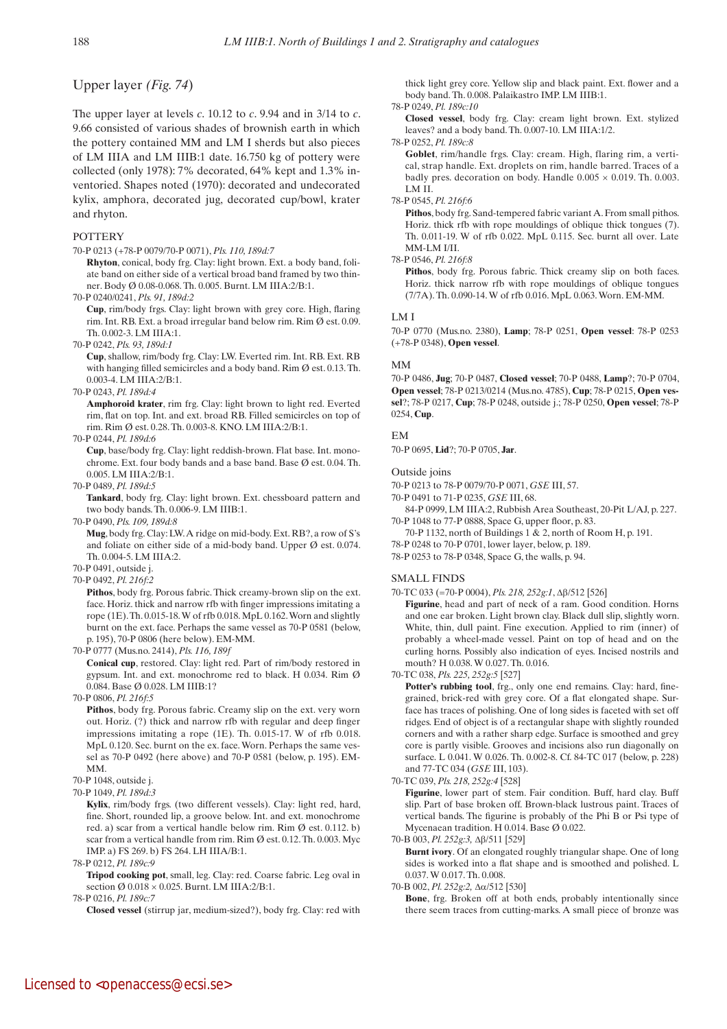## Upper layer *(Fig. 74)*

The upper layer at levels *c*. 10.12 to *c*. 9.94 and in 3/14 to *c*. 9.66 consisted of various shades of brownish earth in which the pottery contained MM and LM I sherds but also pieces of LM IIIA and LM IIIB:1 date. 16.750 kg of pottery were collected (only 1978): 7% decorated, 64% kept and 1.3% inventoried. Shapes noted (1970): decorated and undecorated kylix, amphora, decorated jug, decorated cup/bowl, krater and rhyton.

### POTTERY

70-P 0213 (+78-P 0079/70-P 0071), *Pls. 110, 189d:7*
**Rhyton**, conical, body frg. Clay: light brown. Ext. a body band, foliate band on either side of a vertical broad band framed by two thinner. Body Ø 0.08-0.068. Th. 0.005. Burnt. LM IIIA:2/B:1.

70-P 0240/0241, *Pls. 91, 189d:2*
**Cup**, rim/body frgs. Clay: light brown with grey core. High, flaring rim. Int. RB. Ext. a broad irregular band below rim. Rim Ø est. 0.09. Th. 0.002-3. LM IIIA:1.

70-P 0242, *Pls. 93, 189d:1*
**Cup**, shallow, rim/body frg. Clay: LW. Everted rim. Int. RB. Ext. RB with hanging filled semicircles and a body band. Rim Ø est. 0.13. Th. 0.003-4. LM IIIA:2/B:1.

70-P 0243, *Pl. 189d:4*
**Amphoroid krater**, rim frg. Clay: light brown to light red. Everted rim, flat on top. Int. and ext. broad RB. Filled semicircles on top of rim. Rim Ø est. 0.28. Th. 0.003-8. KNO. LM IIIA:2/B:1.

70-P 0244, *Pl. 189d:6*
**Cup**, base/body frg. Clay: light reddish-brown. Flat base. Int. monochrome. Ext. four body bands and a base band. Base Ø est. 0.04. Th. 0.005. LM IIIA:2/B:1.

70-P 0489, *Pl. 189d:5*
**Tankard**, body frg. Clay: light brown. Ext. chessboard pattern and two body bands. Th. 0.006-9. LM IIIB:1.

70-P 0490, *Pls. 109, 189d:8*
**Mug**, body frg. Clay: LW. A ridge on mid-body. Ext. RB?, a row of S's and foliate on either side of a mid-body band. Upper Ø est. 0.074. Th. 0.004-5. LM IIIA:2.

70-P 0491, outside j.

70-P 0492, *Pl. 216f:2*
**Pithos**, body frg. Porous fabric. Thick creamy-brown slip on the ext. face. Horiz. thick and narrow rfb with finger impressions imitating a rope (1E). Th. 0.015-18. W of rfb 0.018. MpL 0.162. Worn and slightly burnt on the ext. face. Perhaps the same vessel as 70-P 0581 (below, p. 195), 70-P 0806 (here below). EM-MM.

70-P 0777 (Mus.no. 2414), *Pls. 116, 189f*
**Conical cup**, restored. Clay: light red. Part of rim/body restored in gypsum. Int. and ext. monochrome red to black. H 0.034. Rim Ø 0.084. Base Ø 0.028. LM IIIB:1?

70-P 0806, *Pl. 216f:5*
**Pithos**, body frg. Porous fabric. Creamy slip on the ext. very worn out. Horiz. (?) thick and narrow rfb with regular and deep finger impressions imitating a rope (1E). Th. 0.015-17. W of rfb 0.018. MpL 0.120. Sec. burnt on the ex. face. Worn. Perhaps the same vessel as 70-P 0492 (here above) and 70-P 0581 (below, p. 195). EM-MM.

70-P 1048, outside j.

70-P 1049, *Pl. 189d:3*
**Kylix**, rim/body frgs. (two different vessels). Clay: light red, hard, fine. Short, rounded lip, a groove below. Int. and ext. monochrome red. a) scar from a vertical handle below rim. Rim Ø est. 0.112. b) scar from a vertical handle from rim. Rim Ø est. 0.12. Th. 0.003. Myc IMP. a) FS 269. b) FS 264. LH IIIA/B:1.

78-P 0212, *Pl. 189c:9*
**Tripod cooking pot**, small, leg. Clay: red. Coarse fabric. Leg oval in section Ø 0.018 × 0.025. Burnt. LM IIIA:2/B:1.

78-P 0216, *Pl. 189c:7*
**Closed vessel** (stirrup jar, medium-sized?), body frg. Clay: red with thick light grey core. Yellow slip and black paint. Ext. flower and a body band. Th. 0.008. Palaikastro IMP. LM IIIB:1.

78-P 0249, *Pl. 189c:10*
**Closed vessel**, body frg. Clay: cream light brown. Ext. stylized leaves? and a body band. Th. 0.007-10. LM IIIA:1/2.

78-P 0252, *Pl. 189c:8*
**Goblet**, rim/handle frgs. Clay: cream. High, flaring rim, a vertical, strap handle. Ext. droplets on rim, handle barred. Traces of a badly pres. decoration on body. Handle 0.005 × 0.019. Th. 0.003. LM II.

78-P 0545, *Pl. 216f:6*
**Pithos**, body frg. Sand-tempered fabric variant A. From small pithos. Horiz. thick rfb with rope mouldings of oblique thick tongues (7). Th. 0.011-19. W of rfb 0.022. MpL 0.115. Sec. burnt all over. Late MM-LM I/II.

78-P 0546, *Pl. 216f:8*
**Pithos**, body frg. Porous fabric. Thick creamy slip on both faces. Horiz. thick narrow rfb with rope mouldings of oblique tongues (7/7A). Th. 0.090-14. W of rfb 0.016. MpL 0.063. Worn. EM-MM.

### LM I

70-P 0770 (Mus.no. 2380), **Lamp**; 78-P 0251, **Open vessel**: 78-P 0253 (+78-P 0348), **Open vessel**.

### MM

70-P 0486, **Jug**; 70-P 0487, **Closed vessel**; 70-P 0488, **Lamp**?; 70-P 0704, **Open vessel**; 78-P 0213/0214 (Mus.no. 4785), **Cup**; 78-P 0215, **Open vessel**?; 78-P 0217, **Cup**; 78-P 0248, outside j.; 78-P 0250, **Open vessel**; 78-P 0254, **Cup**.

### EM

70-P 0695, **Lid**?; 70-P 0705, **Jar**.

### Outside joins

70-P 0213 to 78-P 0079/70-P 0071, *GSE* III, 57.

70-P 0491 to 71-P 0235, *GSE* III, 68.

84-P 0999, LM IIIA:2, Rubbish Area Southeast, 20-Pit L/AJ, p. 227.

70-P 1048 to 77-P 0888, Space G, upper floor, p. 83.

70-P 1132, north of Buildings 1 & 2, north of Room H, p. 191.

78-P 0248 to 70-P 0701, lower layer, below, p. 189.

78-P 0253 to 78-P 0348, Space G, the walls, p. 94.

### SMALL FINDS

70-TC 033 (=70-P 0004), *Pls. 218, 252g:1*, Δβ/512 [526]
**Figurine**, head and part of neck of a ram. Good condition. Horns and one ear broken. Light brown clay. Black dull slip, slightly worn. White, thin, dull paint. Fine execution. Applied to rim (inner) of probably a wheel-made vessel. Paint on top of head and on the curling horns. Possibly also indication of eyes. Incised nostrils and mouth? H 0.038. W 0.027. Th. 0.016.

70-TC 038, *Pls. 225, 252g:5* [527]
**Potter's rubbing tool**, frg., only one end remains. Clay: hard, fine-grained, brick-red with grey core. Of a flat elongated shape. Surface has traces of polishing. One of long sides is faceted with set off ridges. End of object is of a rectangular shape with slightly rounded corners and with a rather sharp edge. Surface is smoothed and grey core is partly visible. Grooves and incisions also run diagonally on surface. L 0.041. W 0.026. Th. 0.002-8. Cf. 84-TC 017 (below, p. 228) and 77-TC 034 (*GSE* III, 103).

70-TC 039, *Pls. 218, 252g:4* [528]
**Figurine**, lower part of stem. Fair condition. Buff, hard clay. Buff slip. Part of base broken off. Brown-black lustrous paint. Traces of vertical bands. The figurine is probably of the Phi B or Psi type of Mycenaean tradition. H 0.014. Base Ø 0.022.

70-B 003, *Pl. 252g:3*, Δβ/511 [529]
**Burnt ivory**. Of an elongated roughly triangular shape. One of long sides is worked into a flat shape and is smoothed and polished. L 0.037. W 0.017. Th. 0.008.

70-B 002, *Pl. 252g:2*, Δα/512 [530]
**Bone**, frg. Broken off at both ends, probably intentionally since there seem traces from cutting-marks. A small piece of bronze was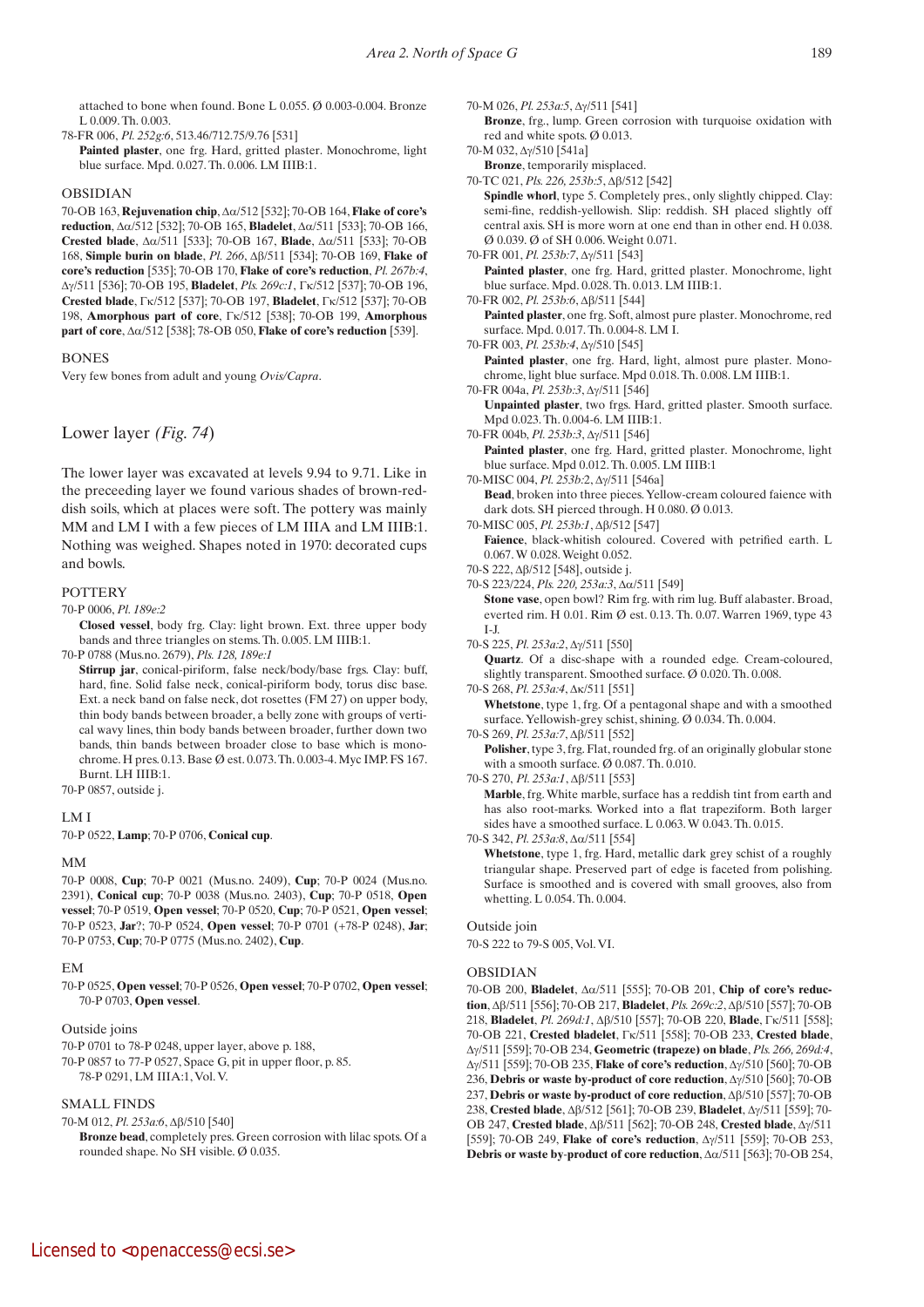attached to bone when found. Bone L 0.055. Ø 0.003-0.004. Bronze L 0.009. Th. 0.003.

78-FR 006, *Pl. 252g:6*, 513.46/712.75/9.76 [531]

**Painted plaster**, one frg. Hard, gritted plaster. Monochrome, light blue surface. Mpd. 0.027. Th. 0.006. LM IIIB:1.

OBSIDIAN

70-OB 163, **Rejuvenation chip**, Δα/512 [532]; 70-OB 164, **Flake of core's reduction**, Δα/512 [532]; 70-OB 165, **Bladelet**, Δα/511 [533]; 70-OB 166, **Crested blade**, Δα/511 [533]; 70-OB 167, **Blade**, Δα/511 [533]; 70-OB 168, **Simple burin on blade**, *Pl. 266*, Δβ/511 [534]; 70-OB 169, **Flake of core's reduction** [535]; 70-OB 170, **Flake of core's reduction**, *Pl. 267b:4*, Δγ/511 [536]; 70-OB 195, **Bladelet**, *Pls. 269c:1*, Γκ/512 [537]; 70-OB 196, **Crested blade**, Γκ/512 [537]; 70-OB 197, **Bladelet**, Γκ/512 [537]; 70-OB 198, **Amorphous part of core**, Γκ/512 [538]; 70-OB 199, **Amorphous part of core**, Δα/512 [538]; 78-OB 050, **Flake of core's reduction** [539].

BONES

Very few bones from adult and young *Ovis/Capra*.

## Lower layer *(Fig. 74)*

The lower layer was excavated at levels 9.94 to 9.71. Like in the preceeding layer we found various shades of brown-reddish soils, which at places were soft. The pottery was mainly MM and LM I with a few pieces of LM IIIA and LM IIIB:1. Nothing was weighed. Shapes noted in 1970: decorated cups and bowls.

POTTERY

70-P 0006, *Pl. 189e:2*

**Closed vessel**, body frg. Clay: light brown. Ext. three upper body bands and three triangles on stems. Th. 0.005. LM IIIB:1.

70-P 0788 (Mus.no. 2679), *Pls. 128, 189e:1*

**Stirrup jar**, conical-piriform, false neck/body/base frgs. Clay: buff, hard, fine. Solid false neck, conical-piriform body, torus disc base. Ext. a neck band on false neck, dot rosettes (FM 27) on upper body, thin body bands between broader, a belly zone with groups of vertical wavy lines, thin body bands between broader, further down two bands, thin bands between broader close to base which is monochrome. H pres. 0.13. Base Ø est. 0.073. Th. 0.003-4. Myc IMP. FS 167. Burnt. LH IIIB:1.

70-P 0857, outside j.

LM I

70-P 0522, **Lamp**; 70-P 0706, **Conical cup**.

MM

70-P 0008, **Cup**; 70-P 0021 (Mus.no. 2409), **Cup**; 70-P 0024 (Mus.no. 2391), **Conical cup**; 70-P 0038 (Mus.no. 2403), **Cup**; 70-P 0518, **Open vessel**; 70-P 0519, **Open vessel**; 70-P 0520, **Cup**; 70-P 0521, **Open vessel**; 70-P 0523, **Jar**?; 70-P 0524, **Open vessel**; 70-P 0701 (+78-P 0248), **Jar**; 70-P 0753, **Cup**; 70-P 0775 (Mus.no. 2402), **Cup**.

EM

70-P 0525, **Open vessel**; 70-P 0526, **Open vessel**; 70-P 0702, **Open vessel**; 70-P 0703, **Open vessel**.

Outside joins

70-P 0701 to 78-P 0248, upper layer, above p. 188,

70-P 0857 to 77-P 0527, Space G, pit in upper floor, p. 85. 78-P 0291, LM IIIA:1, Vol. V.

SMALL FINDS

70-M 012, *Pl. 253a:6*, Δβ/510 [540]

**Bronze bead**, completely pres. Green corrosion with lilac spots. Of a rounded shape. No SH visible. Ø 0.035.

70-M 026, *Pl. 253a:5*, Δγ/511 [541]

**Bronze**, frg., lump. Green corrosion with turquoise oxidation with red and white spots. Ø 0.013.

70-M 032, Δγ/510 [541a]

**Bronze**, temporarily misplaced.

70-TC 021, *Pls. 226, 253b:5*, Δβ/512 [542]

**Spindle whorl**, type 5. Completely pres., only slightly chipped. Clay: semi-fine, reddish-yellowish. Slip: reddish. SH placed slightly off central axis. SH is more worn at one end than in other end. H 0.038. Ø 0.039. Ø of SH 0.006. Weight 0.071.

70-FR 001, *Pl. 253b:7*, Δγ/511 [543]

**Painted plaster**, one frg. Hard, gritted plaster. Monochrome, light blue surface. Mpd. 0.028. Th. 0.013. LM IIIB:1.

70-FR 002, *Pl. 253b:6*, Δβ/511 [544]

**Painted plaster**, one frg. Soft, almost pure plaster. Monochrome, red surface. Mpd. 0.017. Th. 0.004-8. LM I.

70-FR 003, *Pl. 253b:4*, Δγ/510 [545]

**Painted plaster**, one frg. Hard, light, almost pure plaster. Monochrome, light blue surface. Mpd 0.018. Th. 0.008. LM IIIB:1.

70-FR 004a, *Pl. 253b:3*, Δγ/511 [546]

**Unpainted plaster**, two frgs. Hard, gritted plaster. Smooth surface. Mpd 0.023. Th. 0.004-6. LM IIIB:1.

70-FR 004b, *Pl. 253b:3*, Δγ/511 [546]

**Painted plaster**, one frg. Hard, gritted plaster. Monochrome, light blue surface. Mpd 0.012. Th. 0.005. LM IIIB:1

70-MISC 004, *Pl. 253b:2*, Δγ/511 [546a]

**Bead**, broken into three pieces. Yellow-cream coloured faience with dark dots. SH pierced through. H 0.080. Ø 0.013.

70-MISC 005, *Pl. 253b:1*, Δβ/512 [547]

**Faience**, black-whitish coloured. Covered with petrified earth. L 0.067. W 0.028. Weight 0.052.

70-S 222, Δβ/512 [548], outside j.

70-S 223/224, *Pls. 220, 253a:3*, Δα/511 [549]

**Stone vase**, open bowl? Rim frg. with rim lug. Buff alabaster. Broad, everted rim. H 0.01. Rim Ø est. 0.13. Th. 0.07. Warren 1969, type 43 I-J.

70-S 225, *Pl. 253a:2*, Δγ/511 [550]

**Quartz**. Of a disc-shape with a rounded edge. Cream-coloured, slightly transparent. Smoothed surface. Ø 0.020. Th. 0.008.

70-S 268, *Pl. 253a:4*, Δκ/511 [551]

**Whetstone**, type 1, frg. Of a pentagonal shape and with a smoothed surface. Yellowish-grey schist, shining. Ø 0.034. Th. 0.004.

70-S 269, *Pl. 253a:7*, Δβ/511 [552]

**Polisher**, type 3, frg. Flat, rounded frg. of an originally globular stone with a smooth surface. Ø 0.087. Th. 0.010.

70-S 270, *Pl. 253a:1*, Δβ/511 [553]

**Marble**, frg. White marble, surface has a reddish tint from earth and has also root-marks. Worked into a flat trapeziform. Both larger sides have a smoothed surface. L 0.063. W 0.043. Th. 0.015.

70-S 342, *Pl. 253a:8*, Δα/511 [554]

**Whetstone**, type 1, frg. Hard, metallic dark grey schist of a roughly triangular shape. Preserved part of edge is faceted from polishing. Surface is smoothed and is covered with small grooves, also from whetting. L 0.054. Th. 0.004.

Outside join

70-S 222 to 79-S 005, Vol. VI.

OBSIDIAN

70-OB 200, **Bladelet**, Δα/511 [555]; 70-OB 201, **Chip of core's reduction**, Δβ/511 [556]; 70-OB 217, **Bladelet**, *Pls. 269c:2*, Δβ/510 [557]; 70-OB 218, **Bladelet**, *Pl. 269d:1*, Δβ/510 [557]; 70-OB 220, **Blade**, Γκ/511 [558]; 70-OB 221, **Crested bladelet**, Γκ/511 [558]; 70-OB 233, **Crested blade**, Δγ/511 [559]; 70-OB 234, **Geometric (trapeze) on blade**, *Pls. 266, 269d:4*, Δγ/511 [559]; 70-OB 235, **Flake of core's reduction**, Δγ/510 [560]; 70-OB 236, **Debris or waste by-product of core reduction**, Δγ/510 [560]; 70-OB 237, **Debris or waste by-product of core reduction**, Δβ/510 [557]; 70-OB 238, **Crested blade**, Δβ/512 [561]; 70-OB 239, **Bladelet**, Δγ/511 [559]; 70-OB 247, **Crested blade**, Δβ/511 [562]; 70-OB 248, **Crested blade**, Δγ/511 [559]; 70-OB 249, **Flake of core's reduction**, Δγ/511 [559]; 70-OB 253, **Debris or waste by-product of core reduction**, Δα/511 [563]; 70-OB 254,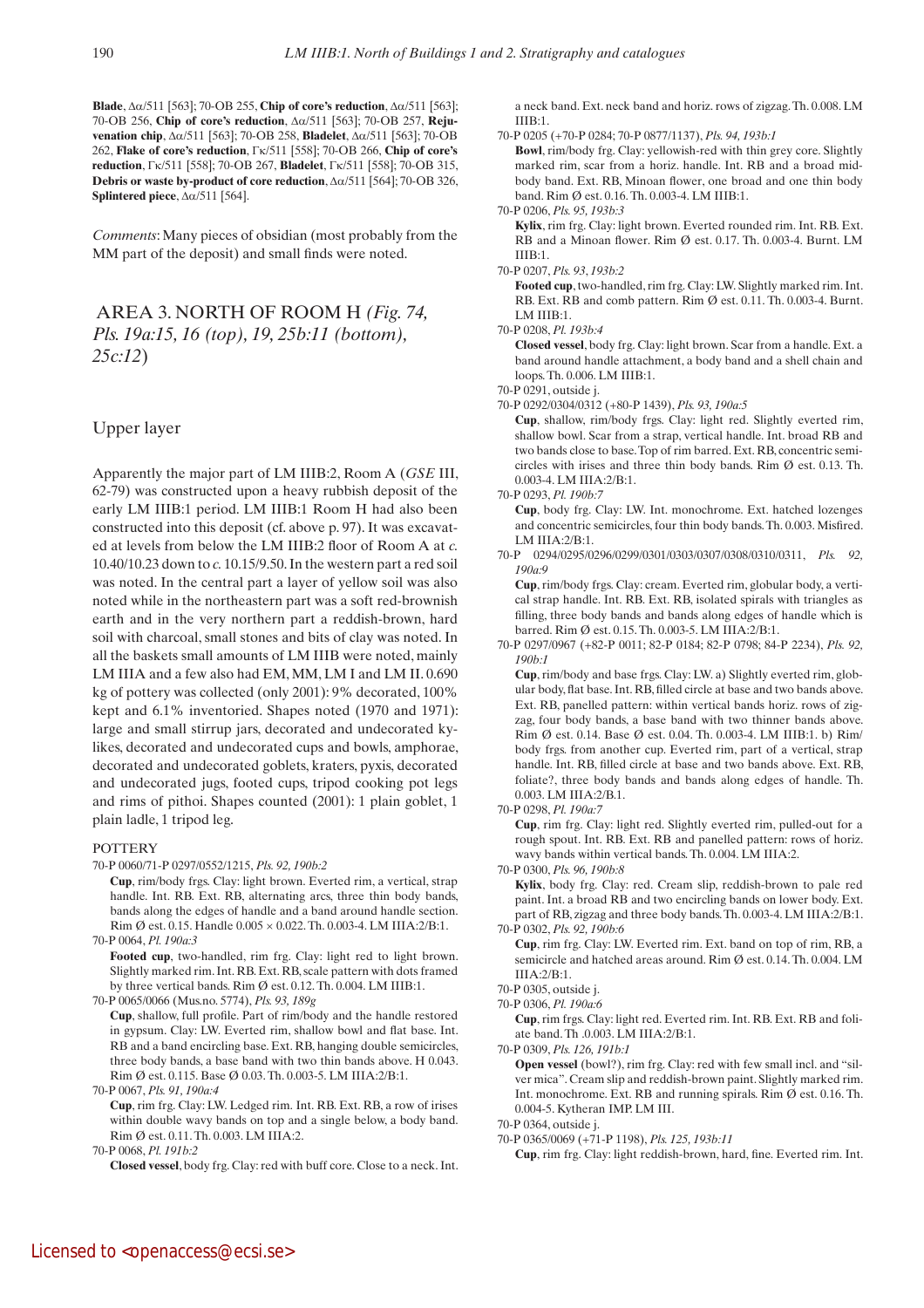**Blade**, Δα/511 [563]; 70-OB 255, **Chip of core's reduction**, Δα/511 [563]; 70-OB 256, **Chip of core's reduction**, Δα/511 [563]; 70-OB 257, **Rejuvenation chip**, Δα/511 [563]; 70-OB 258, **Bladelet**, Δα/511 [563]; 70-OB 262, **Flake of core's reduction**, Γκ/511 [558]; 70-OB 266, **Chip of core's reduction**, Γκ/511 [558]; 70-OB 267, **Bladelet**, Γκ/511 [558]; 70-OB 315, **Debris or waste by-product of core reduction**, Δα/511 [564]; 70-OB 326, **Splintered piece**, Δα/511 [564].

*Comments*: Many pieces of obsidian (most probably from the MM part of the deposit) and small finds were noted.

## AREA 3. NORTH OF ROOM H *(Fig. 74, Pls. 19a:15, 16 (top), 19, 25b:11 (bottom), 25c:12)*

### Upper layer

Apparently the major part of LM IIIB:2, Room A (*GSE* III, 62-79) was constructed upon a heavy rubbish deposit of the early LM IIIB:1 period. LM IIIB:1 Room H had also been constructed into this deposit (cf. above p. 97). It was excavated at levels from below the LM IIIB:2 floor of Room A at *c.* 10.40/10.23 down to *c.* 10.15/9.50. In the western part a red soil was noted. In the central part a layer of yellow soil was also noted while in the northeastern part was a soft red-brownish earth and in the very northern part a reddish-brown, hard soil with charcoal, small stones and bits of clay was noted. In all the baskets small amounts of LM IIIB were noted, mainly LM IIIA and a few also had EM, MM, LM I and LM II. 0.690 kg of pottery was collected (only 2001): 9% decorated, 100% kept and 6.1% inventoried. Shapes noted (1970 and 1971): large and small stirrup jars, decorated and undecorated kylikes, decorated and undecorated cups and bowls, amphorae, decorated and undecorated goblets, kraters, pyxis, decorated and undecorated jugs, footed cups, tripod cooking pot legs and rims of pithoi. Shapes counted (2001): 1 plain goblet, 1 plain ladle, 1 tripod leg.

POTTERY

70-P 0060/71-P 0297/0552/1215, *Pls. 92, 190b:2*
**Cup**, rim/body frgs. Clay: light brown. Everted rim, a vertical, strap handle. Int. RB. Ext. RB, alternating arcs, three thin body bands, bands along the edges of handle and a band around handle section. Rim Ø est. 0.15. Handle 0.005 × 0.022. Th. 0.003-4. LM IIIA:2/B:1.

70-P 0064, *Pl. 190a:3*
**Footed cup**, two-handled, rim frg. Clay: light red to light brown. Slightly marked rim. Int. RB. Ext. RB, scale pattern with dots framed by three vertical bands. Rim Ø est. 0.12. Th. 0.004. LM IIIB:1.

70-P 0065/0066 (Mus.no. 5774), *Pls. 93, 189g*
**Cup**, shallow, full profile. Part of rim/body and the handle restored in gypsum. Clay: LW. Everted rim, shallow bowl and flat base. Int. RB and a band encircling base. Ext. RB, hanging double semicircles, three body bands, a base band with two thin bands above. H 0.043. Rim Ø est. 0.115. Base Ø 0.03. Th. 0.003-5. LM IIIA:2/B:1.

70-P 0067, *Pls. 91, 190a:4*
**Cup**, rim frg. Clay: LW. Ledged rim. Int. RB. Ext. RB, a row of irises within double wavy bands on top and a single below, a body band. Rim Ø est. 0.11. Th. 0.003. LM IIIA:2.

70-P 0068, *Pl. 191b:2*
**Closed vessel**, body frg. Clay: red with buff core. Close to a neck. Int. a neck band. Ext. neck band and horiz. rows of zigzag. Th. 0.008. LM IIIB:1.

70-P 0205 (+70-P 0284; 70-P 0877/1137), *Pls. 94, 193b:1*
**Bowl**, rim/body frg. Clay: yellowish-red with thin grey core. Slightly marked rim, scar from a horiz. handle. Int. RB and a broad mid-body band. Ext. RB, Minoan flower, one broad and one thin body band. Rim Ø est. 0.16. Th. 0.003-4. LM IIIB:1.

70-P 0206, *Pls. 95, 193b:3*
**Kylix**, rim frg. Clay: light brown. Everted rounded rim. Int. RB. Ext. RB and a Minoan flower. Rim Ø est. 0.17. Th. 0.003-4. Burnt. LM IIIB:1.

70-P 0207, *Pls. 93, 193b:2*
**Footed cup**, two-handled, rim frg. Clay: LW. Slightly marked rim. Int. RB. Ext. RB and comb pattern. Rim Ø est. 0.11. Th. 0.003-4. Burnt. LM IIIB:1.

70-P 0208, *Pl. 193b:4*
**Closed vessel**, body frg. Clay: light brown. Scar from a handle. Ext. a band around handle attachment, a body band and a shell chain and loops. Th. 0.006. LM IIIB:1.

70-P 0291, outside j.

70-P 0292/0304/0312 (+80-P 1439), *Pls. 93, 190a:5*
**Cup**, shallow, rim/body frgs. Clay: light red. Slightly everted rim, shallow bowl. Scar from a strap, vertical handle. Int. broad RB and two bands close to base. Top of rim barred. Ext. RB, concentric semicircles with irises and three thin body bands. Rim Ø est. 0.13. Th. 0.003-4. LM IIIA:2/B:1.

70-P 0293, *Pl. 190b:7*
**Cup**, body frg. Clay: LW. Int. monochrome. Ext. hatched lozenges and concentric semicircles, four thin body bands. Th. 0.003. Misfired. LM IIIA:2/B:1.

70-P 0294/0295/0296/0299/0301/0303/0307/0308/0310/0311, *Pls. 92, 190a:9*
**Cup**, rim/body frgs. Clay: cream. Everted rim, globular body, a vertical strap handle. Int. RB. Ext. RB, isolated spirals with triangles as filling, three body bands and bands along edges of handle which is barred. Rim Ø est. 0.15. Th. 0.003-5. LM IIIA:2/B:1.

70-P 0297/0967 (+82-P 0011; 82-P 0184; 82-P 0798; 84-P 2234), *Pls. 92, 190b:1*
**Cup**, rim/body and base frgs. Clay: LW. a) Slightly everted rim, globular body, flat base. Int. RB, filled circle at base and two bands above. Ext. RB, panelled pattern: within vertical bands horiz. rows of zigzag, four body bands, a base band with two thinner bands above. Rim Ø est. 0.14. Base Ø est. 0.04. Th. 0.003-4. LM IIIB:1. b) Rim/body frgs. from another cup. Everted rim, part of a vertical, strap handle. Int. RB, filled circle at base and two bands above. Ext. RB, foliate?, three body bands and bands along edges of handle. Th. 0.003. LM IIIA:2/B.1.

70-P 0298, *Pl. 190a:7*
**Cup**, rim frg. Clay: light red. Slightly everted rim, pulled-out for a rough spout. Int. RB. Ext. RB and panelled pattern: rows of horiz. wavy bands within vertical bands. Th. 0.004. LM IIIA:2.

70-P 0300, *Pls. 96, 190b:8*
**Kylix**, body frg. Clay: red. Cream slip, reddish-brown to pale red paint. Int. a broad RB and two encircling bands on lower body. Ext. part of RB, zigzag and three body bands. Th. 0.003-4. LM IIIA:2/B:1.

70-P 0302, *Pls. 92, 190b:6*
**Cup**, rim frg. Clay: LW. Everted rim. Ext. band on top of rim, RB, a semicircle and hatched areas around. Rim Ø est. 0.14. Th. 0.004. LM IIIA:2/B:1.

70-P 0305, outside j.

70-P 0306, *Pl. 190a:6*
**Cup**, rim frgs. Clay: light red. Everted rim. Int. RB. Ext. RB and foliate band. Th .0.003. LM IIIA:2/B:1.

70-P 0309, *Pls. 126, 191b:1*
**Open vessel** (bowl?), rim frg. Clay: red with few small incl. and "silver mica". Cream slip and reddish-brown paint. Slightly marked rim. Int. monochrome. Ext. RB and running spirals. Rim Ø est. 0.16. Th. 0.004-5. Kytheran IMP. LM III.

70-P 0364, outside j.

70-P 0365/0069 (+71-P 1198), *Pls. 125, 193b:11*
**Cup**, rim frg. Clay: light reddish-brown, hard, fine. Everted rim. Int.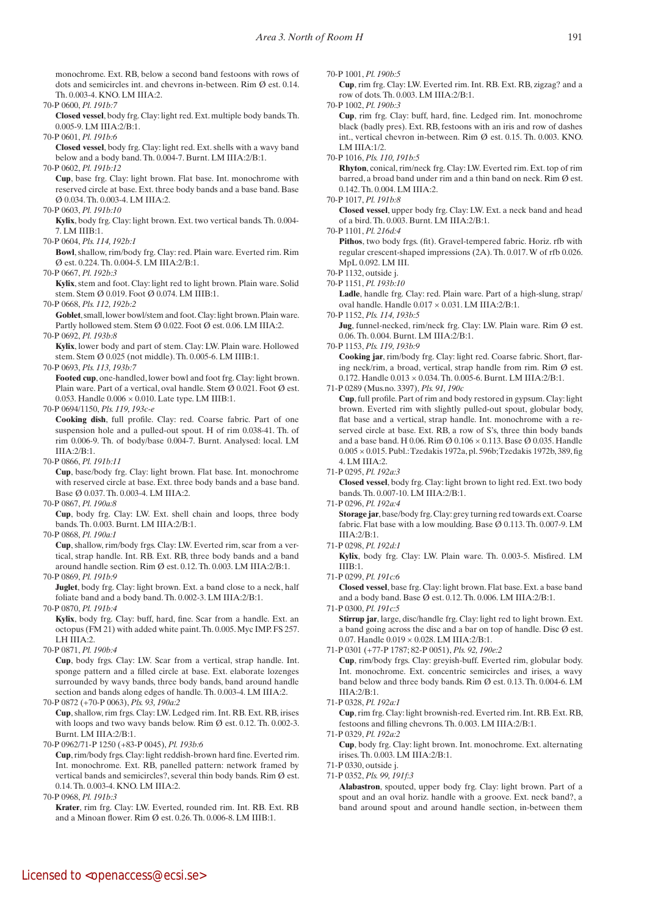monochrome. Ext. RB, below a second band festoons with rows of dots and semicircles int. and chevrons in-between. Rim Ø est. 0.14. Th. 0.003-4. KNO. LM IIIA:2.

70-P 0600, *Pl. 191b:7*
**Closed vessel**, body frg. Clay: light red. Ext. multiple body bands. Th. 0.005-9. LM IIIA:2/B:1.

70-P 0601, *Pl. 191b:6*
**Closed vessel**, body frg. Clay: light red. Ext. shells with a wavy band below and a body band. Th. 0.004-7. Burnt. LM IIIA:2/B:1.

70-P 0602, *Pl. 191b:12*
**Cup**, base frg. Clay: light brown. Flat base. Int. monochrome with reserved circle at base. Ext. three body bands and a base band. Base Ø 0.034. Th. 0.003-4. LM IIIA:2.

70-P 0603, *Pl. 191b:10*
**Kylix**, body frg. Clay: light brown. Ext. two vertical bands. Th. 0.004-7. LM IIIB:1.

70-P 0604, *Pls. 114, 192b:1*
**Bowl**, shallow, rim/body frg. Clay: red. Plain ware. Everted rim. Rim Ø est. 0.224. Th. 0.004-5. LM IIIA:2/B:1.

70-P 0667, *Pl. 192b:3*
**Kylix**, stem and foot. Clay: light red to light brown. Plain ware. Solid stem. Stem Ø 0.019. Foot Ø 0.074. LM IIIB:1.

70-P 0668, *Pls. 112, 192b:2*
**Goblet**, small, lower bowl/stem and foot. Clay: light brown. Plain ware. Partly hollowed stem. Stem Ø 0.022. Foot Ø est. 0.06. LM IIIA:2.

70-P 0692, *Pl. 193b:8*
**Kylix**, lower body and part of stem. Clay: LW. Plain ware. Hollowed stem. Stem Ø 0.025 (not middle). Th. 0.005-6. LM IIIB:1.

70-P 0693, *Pls. 113, 193b:7*
**Footed cup**, one-handled, lower bowl and foot frg. Clay: light brown. Plain ware. Part of a vertical, oval handle. Stem Ø 0.021. Foot Ø est. 0.053. Handle 0.006 × 0.010. Late type. LM IIIB:1.

70-P 0694/1150, *Pls. 119, 193c-e*
**Cooking dish**, full profile. Clay: red. Coarse fabric. Part of one suspension hole and a pulled-out spout. H of rim 0.038-41. Th. of rim 0.006-9. Th. of body/base 0.004-7. Burnt. Analysed: local. LM IIIA:2/B:1.

70-P 0866, *Pl. 191b:11*
**Cup**, base/body frg. Clay: light brown. Flat base. Int. monochrome with reserved circle at base. Ext. three body bands and a base band. Base Ø 0.037. Th. 0.003-4. LM IIIA:2.

70-P 0867, *Pl. 190a:8*
**Cup**, body frg. Clay: LW. Ext. shell chain and loops, three body bands. Th. 0.003. Burnt. LM IIIA:2/B:1.

70-P 0868, *Pl. 190a:1*
**Cup**, shallow, rim/body frgs. Clay: LW. Everted rim, scar from a vertical, strap handle. Int. RB. Ext. RB, three body bands and a band around handle section. Rim Ø est. 0.12. Th. 0.003. LM IIIA:2/B:1.

70-P 0869, *Pl. 191b:9*
**Juglet**, body frg. Clay: light brown. Ext. a band close to a neck, half foliate band and a body band. Th. 0.002-3. LM IIIA:2/B:1.

70-P 0870, *Pl. 191b:4*
**Kylix**, body frg. Clay: buff, hard, fine. Scar from a handle. Ext. an octopus (FM 21) with added white paint. Th. 0.005. Myc IMP. FS 257. LH IIIA:2.

70-P 0871, *Pl. 190b:4*
**Cup**, body frgs. Clay: LW. Scar from a vertical, strap handle. Int. sponge pattern and a filled circle at base. Ext. elaborate lozenges surrounded by wavy bands, three body bands, band around handle section and bands along edges of handle. Th. 0.003-4. LM IIIA:2.

70-P 0872 (+70-P 0063), *Pl. 190a:2*
**Cup**, shallow, rim frgs. Clay: LW. Ledged rim. Int. RB. Ext. RB, irises with loops and two wavy bands below. Rim Ø est. 0.12. Th. 0.002-3. Burnt. LM IIIA:2/B:1.

70-P 0962/71-P 1250 (+83-P 0045), *Pl. 193b:6*
**Cup**, rim/body frgs. Clay: light reddish-brown hard fine. Everted rim. Int. monochrome. Ext. RB, panelled pattern: network framed by vertical bands and semicircles?, several thin body bands. Rim Ø est. 0.14. Th. 0.003-4. KNO. LM IIIA:2.

70-P 0968, *Pl. 191b:3*
**Krater**, rim frg. Clay: LW. Everted, rounded rim. Int. RB. Ext. RB and a Minoan flower. Rim Ø est. 0.26. Th. 0.006-8. LM IIIB:1.

70-P 1001, *Pl. 190b:5*
**Cup**, rim frg. Clay: LW. Everted rim. Int. RB. Ext. RB, zigzag? and a row of dots. Th. 0.003. LM IIIA:2/B:1.

70-P 1002, *Pl. 190b:3*
**Cup**, rim frg. Clay: buff, hard, fine. Ledged rim. Int. monochrome black (badly pres). Ext. RB, festoons with an iris and row of dashes int., vertical chevron in-between. Rim Ø est. 0.15. Th. 0.003. KNO. LM IIIA:1/2.

70-P 1016, *Pls. 110, 191b:5*
**Rhyton**, conical, rim/neck frg. Clay: LW. Everted rim. Ext. top of rim barred, a broad band under rim and a thin band on neck. Rim Ø est. 0.142. Th. 0.004. LM IIIA:2.

70-P 1017, *Pl. 191b:8*
**Closed vessel**, upper body frg. Clay: LW. Ext. a neck band and head of a bird. Th. 0.003. Burnt. LM IIIA:2/B:1.

70-P 1101, *Pl. 216d:4*
**Pithos**, two body frgs. (fit). Gravel-tempered fabric. Horiz. rfb with regular crescent-shaped impressions (2A). Th. 0.017. W of rfb 0.026. MpL 0.092. LM III.

70-P 1132, outside j.

70-P 1151, *Pl. 193b:10*
**Ladle**, handle frg. Clay: red. Plain ware. Part of a high-slung, strap/oval handle. Handle 0.017 × 0.031. LM IIIA:2/B:1.

70-P 1152, *Pls. 114, 193b:5*
**Jug**, funnel-necked, rim/neck frg. Clay: LW. Plain ware. Rim Ø est. 0.06. Th. 0.004. Burnt. LM IIIA:2/B:1.

70-P 1153, *Pls. 119, 193b:9*
**Cooking jar**, rim/body frg. Clay: light red. Coarse fabric. Short, flaring neck/rim, a broad, vertical, strap handle from rim. Rim Ø est. 0.172. Handle 0.013 × 0.034. Th. 0.005-6. Burnt. LM IIIA:2/B:1.

71-P 0289 (Mus.no. 3397), *Pls. 91, 190c*
**Cup**, full profile. Part of rim and body restored in gypsum. Clay: light brown. Everted rim with slightly pulled-out spout, globular body, flat base and a vertical, strap handle. Int. monochrome with a reserved circle at base. Ext. RB, a row of S's, three thin body bands and a base band. H 0.06. Rim Ø 0.106 × 0.113. Base Ø 0.035. Handle 0.005 × 0.015. Publ.: Tzedakis 1972a, pl. 596b; Tzedakis 1972b, 389, fig 4. LM IIIA:2.

71-P 0295, *Pl. 192a:3*
**Closed vessel**, body frg. Clay: light brown to light red. Ext. two body bands. Th. 0.007-10. LM IIIA:2/B:1.

71-P 0296, *Pl. 192a:4*
**Storage jar**, base/body frg. Clay: grey turning red towards ext. Coarse fabric. Flat base with a low moulding. Base Ø 0.113. Th. 0.007-9. LM IIIA:2/B:1.

71-P 0298, *Pl. 192d:1*
**Kylix**, body frg. Clay: LW. Plain ware. Th. 0.003-5. Misfired. LM IIIB:1.

71-P 0299, *Pl. 191c:6*
**Closed vessel**, base frg. Clay: light brown. Flat base. Ext. a base band and a body band. Base Ø est. 0.12. Th. 0.006. LM IIIA:2/B:1.

71-P 0300, *Pl. 191c:5*
**Stirrup jar**, large, disc/handle frg. Clay: light red to light brown. Ext. a band going across the disc and a bar on top of handle. Disc Ø est. 0.07. Handle 0.019 × 0.028. LM IIIA:2/B:1.

71-P 0301 (+77-P 1787; 82-P 0051), *Pls. 92, 190e:2*
**Cup**, rim/body frgs. Clay: greyish-buff. Everted rim, globular body. Int. monochrome. Ext. concentric semicircles and irises, a wavy band below and three body bands. Rim Ø est. 0.13. Th. 0.004-6. LM IIIA:2/B:1.

71-P 0328, *Pl. 192a:1*
**Cup**, rim frg. Clay: light brownish-red. Everted rim. Int. RB. Ext. RB, festoons and filling chevrons. Th. 0.003. LM IIIA:2/B:1.

71-P 0329, *Pl. 192a:2*
**Cup**, body frg. Clay: light brown. Int. monochrome. Ext. alternating irises. Th. 0.003. LM IIIA:2/B:1.

71-P 0330, outside j.

71-P 0352, *Pls. 99, 191f:3*
**Alabastron**, spouted, upper body frg. Clay: light brown. Part of a spout and an oval horiz. handle with a groove. Ext. neck band?, a band around spout and around handle section, in-between them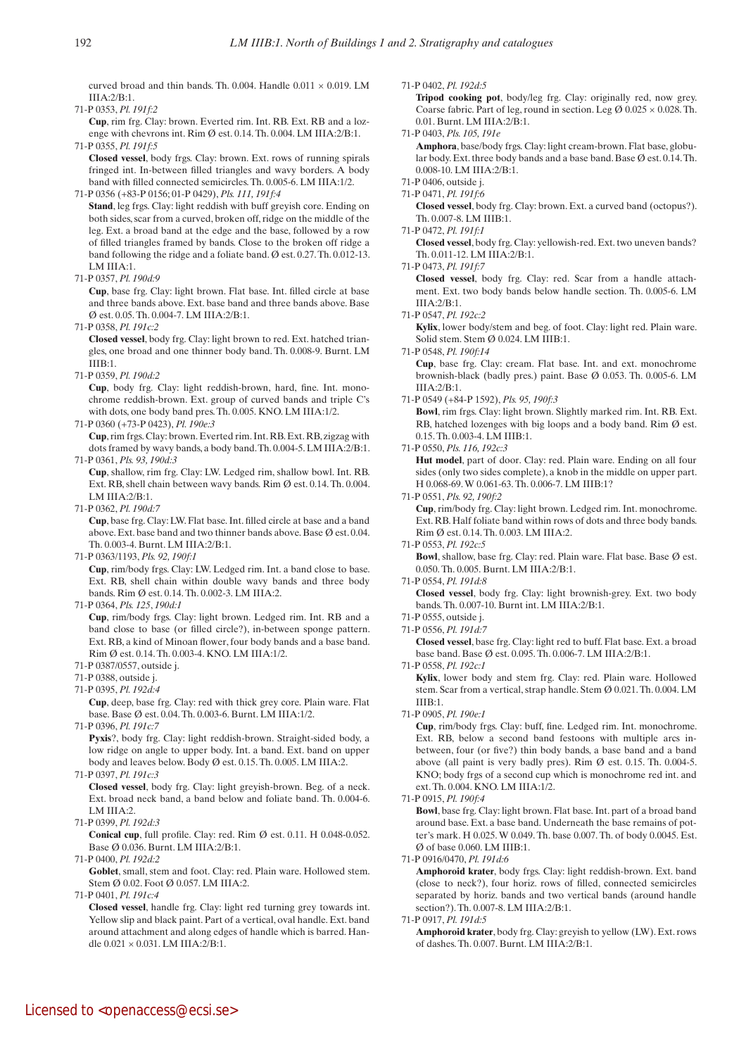curved broad and thin bands. Th. 0.004. Handle 0.011 × 0.019. LM IIIA:2/B:1.

71-P 0353, *Pl. 191f:2*

**Cup**, rim frg. Clay: brown. Everted rim. Int. RB. Ext. RB and a lozenge with chevrons int. Rim Ø est. 0.14. Th. 0.004. LM IIIA:2/B:1.

71-P 0355, *Pl. 191f:5*

**Closed vessel**, body frgs. Clay: brown. Ext. rows of running spirals fringed int. In-between filled triangles and wavy borders. A body band with filled connected semicircles. Th. 0.005-6. LM IIIA:1/2.

71-P 0356 (+83-P 0156; 01-P 0429), *Pls. 111, 191f:4*

**Stand**, leg frgs. Clay: light reddish with buff greyish core. Ending on both sides, scar from a curved, broken off, ridge on the middle of the leg. Ext. a broad band at the edge and the base, followed by a row of filled triangles framed by bands. Close to the broken off ridge a band following the ridge and a foliate band. Ø est. 0.27. Th. 0.012-13. LM IIIA:1.

71-P 0357, *Pl. 190d:9*

**Cup**, base frg. Clay: light brown. Flat base. Int. filled circle at base and three bands above. Ext. base band and three bands above. Base Ø est. 0.05. Th. 0.004-7. LM IIIA:2/B:1.

71-P 0358, *Pl. 191c:2*

**Closed vessel**, body frg. Clay: light brown to red. Ext. hatched triangles, one broad and one thinner body band. Th. 0.008-9. Burnt. LM IIIB:1.

71-P 0359, *Pl. 190d:2*

**Cup**, body frg. Clay: light reddish-brown, hard, fine. Int. monochrome reddish-brown. Ext. group of curved bands and triple C's with dots, one body band pres. Th. 0.005. KNO. LM IIIA:1/2.

71-P 0360 (+73-P 0423), *Pl. 190e:3*

**Cup**, rim frgs. Clay: brown. Everted rim. Int. RB. Ext. RB, zigzag with dots framed by wavy bands, a body band. Th. 0.004-5. LM IIIA:2/B:1.

71-P 0361, *Pls. 93, 190d:3*

**Cup**, shallow, rim frg. Clay: LW. Ledged rim, shallow bowl. Int. RB. Ext. RB, shell chain between wavy bands. Rim Ø est. 0.14. Th. 0.004. LM IIIA:2/B:1.

71-P 0362, *Pl. 190d:7*

**Cup**, base frg. Clay: LW. Flat base. Int. filled circle at base and a band above. Ext. base band and two thinner bands above. Base Ø est. 0.04. Th. 0.003-4. Burnt. LM IIIA:2/B:1.

71-P 0363/1193, *Pls. 92, 190f:1*

**Cup**, rim/body frgs. Clay: LW. Ledged rim. Int. a band close to base. Ext. RB, shell chain within double wavy bands and three body bands. Rim Ø est. 0.14. Th. 0.002-3. LM IIIA:2.

71-P 0364, *Pls. 125, 190d:1*

**Cup**, rim/body frgs. Clay: light brown. Ledged rim. Int. RB and a band close to base (or filled circle?), in-between sponge pattern. Ext. RB, a kind of Minoan flower, four body bands and a base band. Rim Ø est. 0.14. Th. 0.003-4. KNO. LM IIIA:1/2.

71-P 0387/0557, outside j.

71-P 0388, outside j.

71-P 0395, *Pl. 192d:4*

**Cup**, deep, base frg. Clay: red with thick grey core. Plain ware. Flat base. Base Ø est. 0.04. Th. 0.003-6. Burnt. LM IIIA:1/2.

71-P 0396, *Pl. 191c:7*

**Pyxis**?, body frg. Clay: light reddish-brown. Straight-sided body, a low ridge on angle to upper body. Int. a band. Ext. band on upper body and leaves below. Body Ø est. 0.15. Th. 0.005. LM IIIA:2.

71-P 0397, *Pl. 191c:3*

**Closed vessel**, body frg. Clay: light greyish-brown. Beg. of a neck. Ext. broad neck band, a band below and foliate band. Th. 0.004-6. LM IIIA:2.

71-P 0399, *Pl. 192d:3*

**Conical cup**, full profile. Clay: red. Rim Ø est. 0.11. H 0.048-0.052. Base Ø 0.036. Burnt. LM IIIA:2/B:1.

71-P 0400, *Pl. 192d:2*

**Goblet**, small, stem and foot. Clay: red. Plain ware. Hollowed stem. Stem Ø 0.02. Foot Ø 0.057. LM IIIA:2.

71-P 0401, *Pl. 191c:4*

**Closed vessel**, handle frg. Clay: light red turning grey towards int. Yellow slip and black paint. Part of a vertical, oval handle. Ext. band around attachment and along edges of handle which is barred. Handle 0.021 × 0.031. LM IIIA:2/B:1.

71-P 0402, *Pl. 192d:5*

**Tripod cooking pot**, body/leg frg. Clay: originally red, now grey. Coarse fabric. Part of leg, round in section. Leg Ø 0.025 × 0.028. Th. 0.01. Burnt. LM IIIA:2/B:1.

71-P 0403, *Pls. 105, 191e*

**Amphora**, base/body frgs. Clay: light cream-brown. Flat base, globular body. Ext. three body bands and a base band. Base Ø est. 0.14. Th. 0.008-10. LM IIIA:2/B:1.

71-P 0406, outside j.

71-P 0471, *Pl. 191f:6*

**Closed vessel**, body frg. Clay: brown. Ext. a curved band (octopus?). Th. 0.007-8. LM IIIB:1.

71-P 0472, *Pl. 191f:1*

**Closed vessel**, body frg. Clay: yellowish-red. Ext. two uneven bands? Th. 0.011-12. LM IIIA:2/B:1.

71-P 0473, *Pl. 191f:7*

**Closed vessel**, body frg. Clay: red. Scar from a handle attachment. Ext. two body bands below handle section. Th. 0.005-6. LM IIIA:2/B:1.

71-P 0547, *Pl. 192c:2*

**Kylix**, lower body/stem and beg. of foot. Clay: light red. Plain ware. Solid stem. Stem Ø 0.024. LM IIIB:1.

71-P 0548, *Pl. 190f:14*

**Cup**, base frg. Clay: cream. Flat base. Int. and ext. monochrome brownish-black (badly pres.) paint. Base Ø 0.053. Th. 0.005-6. LM IIIA:2/B:1.

71-P 0549 (+84-P 1592), *Pls. 95, 190f:3*

**Bowl**, rim frgs. Clay: light brown. Slightly marked rim. Int. RB. Ext. RB, hatched lozenges with big loops and a body band. Rim Ø est. 0.15. Th. 0.003-4. LM IIIB:1.

71-P 0550, *Pls. 116, 192c:3*

**Hut model**, part of door. Clay: red. Plain ware. Ending on all four sides (only two sides complete), a knob in the middle on upper part. H 0.068-69. W 0.061-63. Th. 0.006-7. LM IIIB:1?

71-P 0551, *Pls. 92, 190f:2*

**Cup**, rim/body frg. Clay: light brown. Ledged rim. Int. monochrome. Ext. RB. Half foliate band within rows of dots and three body bands. Rim Ø est. 0.14. Th. 0.003. LM IIIA:2.

71-P 0553, *Pl. 192c:5*

**Bowl**, shallow, base frg. Clay: red. Plain ware. Flat base. Base Ø est. 0.050. Th. 0.005. Burnt. LM IIIA:2/B:1.

71-P 0554, *Pl. 191d:8*

**Closed vessel**, body frg. Clay: light brownish-grey. Ext. two body bands. Th. 0.007-10. Burnt int. LM IIIA:2/B:1.

71-P 0555, outside j.

71-P 0556, *Pl. 191d:7*

**Closed vessel**, base frg. Clay: light red to buff. Flat base. Ext. a broad base band. Base Ø est. 0.095. Th. 0.006-7. LM IIIA:2/B:1.

71-P 0558, *Pl. 192c:1*

**Kylix**, lower body and stem frg. Clay: red. Plain ware. Hollowed stem. Scar from a vertical, strap handle. Stem Ø 0.021. Th. 0.004. LM IIIB:1.

71-P 0905, *Pl. 190e:1*

**Cup**, rim/body frgs. Clay: buff, fine. Ledged rim. Int. monochrome. Ext. RB, below a second band festoons with multiple arcs in-between, four (or five?) thin body bands, a base band and a band above (all paint is very badly pres). Rim Ø est. 0.15. Th. 0.004-5. KNO; body frgs of a second cup which is monochrome red int. and ext. Th. 0.004. KNO. LM IIIA:1/2.

71-P 0915, *Pl. 190f:4*

**Bowl**, base frg. Clay: light brown. Flat base. Int. part of a broad band around base. Ext. a base band. Underneath the base remains of potter's mark. H 0.025. W 0.049. Th. base 0.007. Th. of body 0.0045. Est. Ø of base 0.060. LM IIIB:1.

71-P 0916/0470, *Pl. 191d:6*

**Amphoroid krater**, body frgs. Clay: light reddish-brown. Ext. band (close to neck?), four horiz. rows of filled, connected semicircles separated by horiz. bands and two vertical bands (around handle section?). Th. 0.007-8. LM IIIA:2/B:1.

71-P 0917, *Pl. 191d:5*

**Amphoroid krater**, body frg. Clay: greyish to yellow (LW). Ext. rows of dashes. Th. 0.007. Burnt. LM IIIA:2/B:1.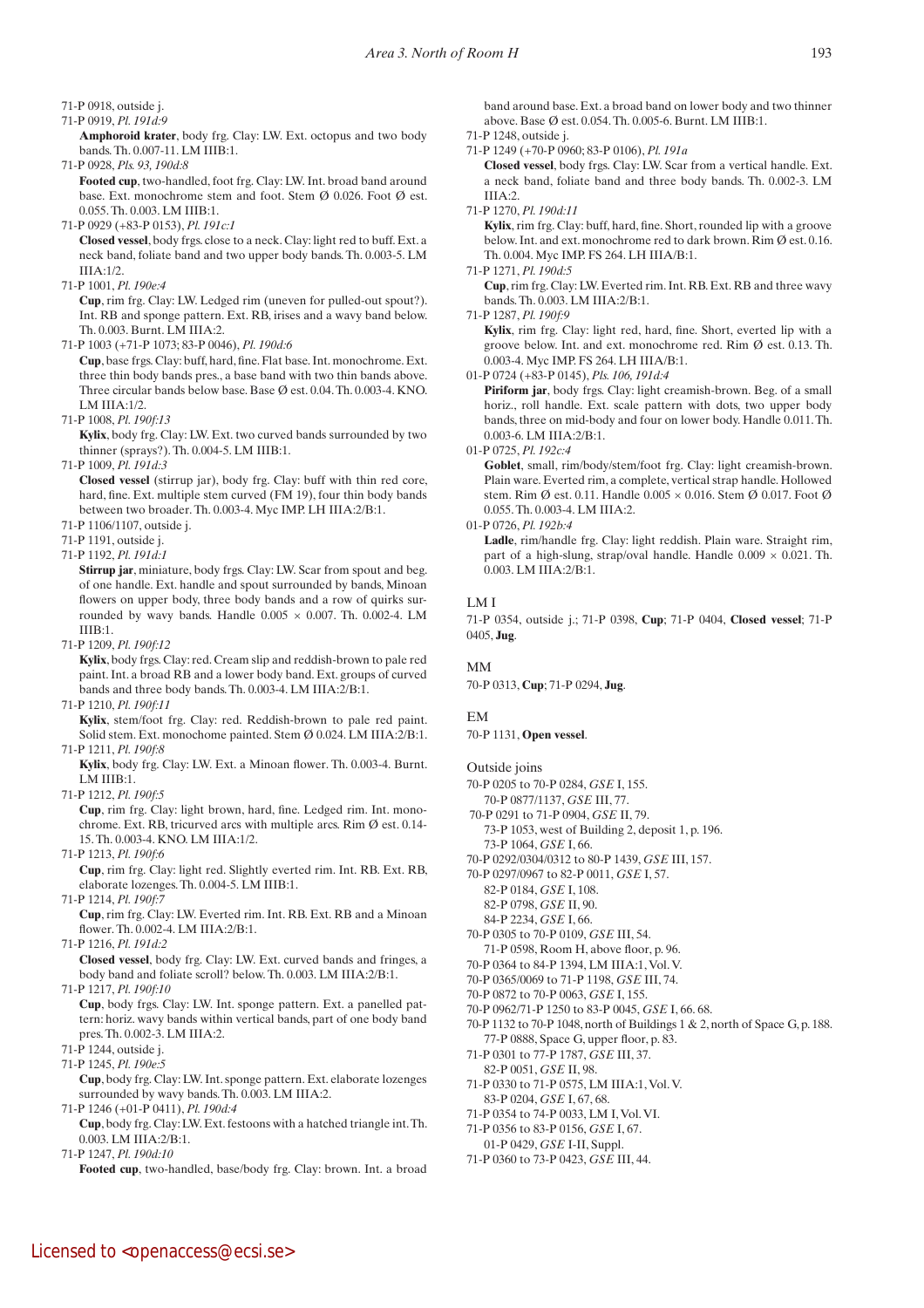71-P 0918, outside j.

71-P 0919, *Pl. 191d:9*
**Amphoroid krater**, body frg. Clay: LW. Ext. octopus and two body bands. Th. 0.007-11. LM IIIB:1.

71-P 0928, *Pls. 93, 190d:8*
**Footed cup**, two-handled, foot frg. Clay: LW. Int. broad band around base. Ext. monochrome stem and foot. Stem Ø 0.026. Foot Ø est. 0.055. Th. 0.003. LM IIIB:1.

71-P 0929 (+83-P 0153), *Pl. 191c:1*
**Closed vessel**, body frgs. close to a neck. Clay: light red to buff. Ext. a neck band, foliate band and two upper body bands. Th. 0.003-5. LM IIIA:1/2.

71-P 1001, *Pl. 190e:4*
**Cup**, rim frg. Clay: LW. Ledged rim (uneven for pulled-out spout?). Int. RB and sponge pattern. Ext. RB, irises and a wavy band below. Th. 0.003. Burnt. LM IIIA:2.

71-P 1003 (+71-P 1073; 83-P 0046), *Pl. 190d:6*
**Cup**, base frgs. Clay: buff, hard, fine. Flat base. Int. monochrome. Ext. three thin body bands pres., a base band with two thin bands above. Three circular bands below base. Base Ø est. 0.04. Th. 0.003-4. KNO. LM IIIA:1/2.

71-P 1008, *Pl. 190f:13*
**Kylix**, body frg. Clay: LW. Ext. two curved bands surrounded by two thinner (sprays?). Th. 0.004-5. LM IIIB:1.

71-P 1009, *Pl. 191d:3*
**Closed vessel** (stirrup jar), body frg. Clay: buff with thin red core, hard, fine. Ext. multiple stem curved (FM 19), four thin body bands between two broader. Th. 0.003-4. Myc IMP. LH IIIA:2/B:1.

71-P 1106/1107, outside j.

71-P 1191, outside j.

71-P 1192, *Pl. 191d:1*
**Stirrup jar**, miniature, body frgs. Clay: LW. Scar from spout and beg. of one handle. Ext. handle and spout surrounded by bands, Minoan flowers on upper body, three body bands and a row of quirks surrounded by wavy bands. Handle 0.005 × 0.007. Th. 0.002-4. LM IIIB:1.

71-P 1209, *Pl. 190f:12*
**Kylix**, body frgs. Clay: red. Cream slip and reddish-brown to pale red paint. Int. a broad RB and a lower body band. Ext. groups of curved bands and three body bands. Th. 0.003-4. LM IIIA:2/B:1.

71-P 1210, *Pl. 190f:11*
**Kylix**, stem/foot frg. Clay: red. Reddish-brown to pale red paint. Solid stem. Ext. monochome painted. Stem Ø 0.024. LM IIIA:2/B:1.

71-P 1211, *Pl. 190f:8*
**Kylix**, body frg. Clay: LW. Ext. a Minoan flower. Th. 0.003-4. Burnt. LM IIIB:1.

71-P 1212, *Pl. 190f:5*
**Cup**, rim frg. Clay: light brown, hard, fine. Ledged rim. Int. monochrome. Ext. RB, tricurved arcs with multiple arcs. Rim Ø est. 0.14-15. Th. 0.003-4. KNO. LM IIIA:1/2.

71-P 1213, *Pl. 190f:6*
**Cup**, rim frg. Clay: light red. Slightly everted rim. Int. RB. Ext. RB, elaborate lozenges. Th. 0.004-5. LM IIIB:1.

71-P 1214, *Pl. 190f:7*
**Cup**, rim frg. Clay: LW. Everted rim. Int. RB. Ext. RB and a Minoan flower. Th. 0.002-4. LM IIIA:2/B:1.

71-P 1216, *Pl. 191d:2*
**Closed vessel**, body frg. Clay: LW. Ext. curved bands and fringes, a body band and foliate scroll? below. Th. 0.003. LM IIIA:2/B:1.

71-P 1217, *Pl. 190f:10*
**Cup**, body frgs. Clay: LW. Int. sponge pattern. Ext. a panelled pattern: horiz. wavy bands within vertical bands, part of one body band pres. Th. 0.002-3. LM IIIA:2.

71-P 1244, outside j.

71-P 1245, *Pl. 190e:5*
**Cup**, body frg. Clay: LW. Int. sponge pattern. Ext. elaborate lozenges surrounded by wavy bands. Th. 0.003. LM IIIA:2.

71-P 1246 (+01-P 0411), *Pl. 190d:4*
**Cup**, body frg. Clay: LW. Ext. festoons with a hatched triangle int. Th. 0.003. LM IIIA:2/B:1.

71-P 1247, *Pl. 190d:10*
**Footed cup**, two-handled, base/body frg. Clay: brown. Int. a broad band around base. Ext. a broad band on lower body and two thinner above. Base Ø est. 0.054. Th. 0.005-6. Burnt. LM IIIB:1.

71-P 1248, outside j.

71-P 1249 (+70-P 0960; 83-P 0106), *Pl. 191a*
**Closed vessel**, body frgs. Clay: LW. Scar from a vertical handle. Ext. a neck band, foliate band and three body bands. Th. 0.002-3. LM IIIA:2.

71-P 1270, *Pl. 190d:11*
**Kylix**, rim frg. Clay: buff, hard, fine. Short, rounded lip with a groove below. Int. and ext. monochrome red to dark brown. Rim Ø est. 0.16. Th. 0.004. Myc IMP. FS 264. LH IIIA/B:1.

71-P 1271, *Pl. 190d:5*
**Cup**, rim frg. Clay: LW. Everted rim. Int. RB. Ext. RB and three wavy bands. Th. 0.003. LM IIIA:2/B:1.

71-P 1287, *Pl. 190f:9*
**Kylix**, rim frg. Clay: light red, hard, fine. Short, everted lip with a groove below. Int. and ext. monochrome red. Rim Ø est. 0.13. Th. 0.003-4. Myc IMP. FS 264. LH IIIA/B:1.

01-P 0724 (+83-P 0145), *Pls. 106, 191d:4*
**Piriform jar**, body frgs. Clay: light creamish-brown. Beg. of a small horiz., roll handle. Ext. scale pattern with dots, two upper body bands, three on mid-body and four on lower body. Handle 0.011. Th. 0.003-6. LM IIIA:2/B:1.

01-P 0725, *Pl. 192c:4*
**Goblet**, small, rim/body/stem/foot frg. Clay: light creamish-brown. Plain ware. Everted rim, a complete, vertical strap handle. Hollowed stem. Rim Ø est. 0.11. Handle 0.005 × 0.016. Stem Ø 0.017. Foot Ø 0.055. Th. 0.003-4. LM IIIA:2.

01-P 0726, *Pl. 192b:4*
**Ladle**, rim/handle frg. Clay: light reddish. Plain ware. Straight rim, part of a high-slung, strap/oval handle. Handle 0.009 × 0.021. Th. 0.003. LM IIIA:2/B:1.

## LM I

71-P 0354, outside j.; 71-P 0398, **Cup**; 71-P 0404, **Closed vessel**; 71-P 0405, **Jug**.

## MM

70-P 0313, **Cup**; 71-P 0294, **Jug**.

## EM

70-P 1131, **Open vessel**.

## Outside joins

70-P 0205 to 70-P 0284, *GSE* I, 155.
  70-P 0877/1137, *GSE* III, 77.
70-P 0291 to 71-P 0904, *GSE* II, 79.
  73-P 1053, west of Building 2, deposit 1, p. 196.
  73-P 1064, *GSE* I, 66.
70-P 0292/0304/0312 to 80-P 1439, *GSE* III, 157.
70-P 0297/0967 to 82-P 0011, *GSE* I, 57.
  82-P 0184, *GSE* I, 108.
  82-P 0798, *GSE* II, 90.
  84-P 2234, *GSE* I, 66.
70-P 0305 to 70-P 0109, *GSE* III, 54.
  71-P 0598, Room H, above floor, p. 96.
70-P 0364 to 84-P 1394, LM IIIA:1, Vol. V.
70-P 0365/0069 to 71-P 1198, *GSE* III, 74.
70-P 0872 to 70-P 0063, *GSE* I, 155.
70-P 0962/71-P 1250 to 83-P 0045, *GSE* I, 66. 68.
70-P 1132 to 70-P 1048, north of Buildings 1 & 2, north of Space G, p. 188.
  77-P 0888, Space G, upper floor, p. 83.
71-P 0301 to 77-P 1787, *GSE* III, 37.
  82-P 0051, *GSE* II, 98.
71-P 0330 to 71-P 0575, LM IIIA:1, Vol. V.
  83-P 0204, *GSE* I, 67, 68.
71-P 0354 to 74-P 0033, LM I, Vol. VI.
71-P 0356 to 83-P 0156, *GSE* I, 67.
  01-P 0429, *GSE* I-II, Suppl.
71-P 0360 to 73-P 0423, *GSE* III, 44.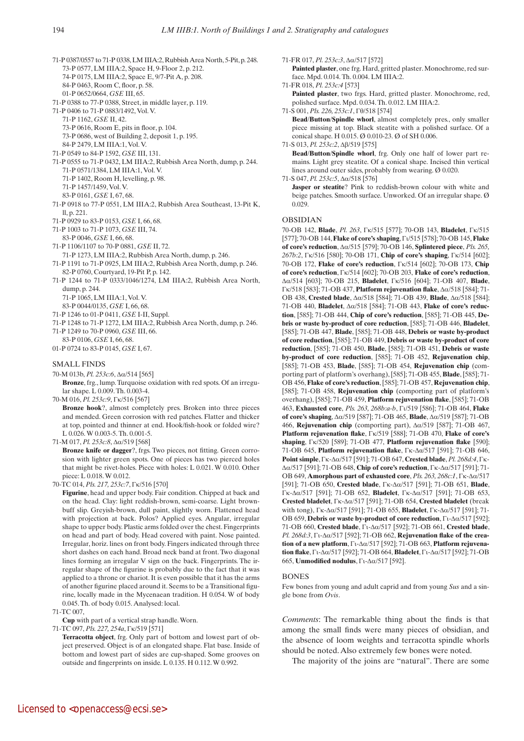71-P 0387/0557 to 71-P 0338, LM IIIA:2, Rubbish Area North, 5-Pit, p. 248.
 73-P 0577, LM IIIA:2, Space H, 9-Floor 2, p. 212.
 74-P 0175, LM IIIA:2, Space E, 9/7-Pit A, p. 208.
 84-P 0463, Room C, floor, p. 58.
 01-P 0652/0664, *GSE* III, 65.
71-P 0388 to 77-P 0388, Street, in middle layer, p. 119.
71-P 0406 to 71-P 0883/1492, Vol. V.
 71-P 1162, *GSE* II, 42.
 73-P 0616, Room E, pits in floor, p. 104.
 73-P 0686, west of Building 2, deposit 1, p. 195.
 84-P 2479, LM IIIA:1, Vol. V.
71-P 0549 to 84-P 1592, *GSE* III, 131.
71-P 0555 to 71-P 0432, LM IIIA:2, Rubbish Area North, dump, p. 244.
 71-P 0571/1384, LM IIIA:1, Vol. V.
 71-P 1402, Room H, levelling, p. 98.
 71-P 1457/1459, Vol. V.
 83-P 0161, *GSE* I, 67, 68.
71-P 0918 to 77-P 0551, LM IIIA:2, Rubbish Area Southeast, 13-Pit K, ll, p. 221.
71-P 0929 to 83-P 0153, *GSE* I, 66, 68.
71-P 1003 to 71-P 1073, *GSE* III, 74.
 83-P 0046, *GSE* I, 66, 68.
71-P 1106/1107 to 70-P 0881, *GSE* II, 72.
 71-P 1273, LM IIIA:2, Rubbish Area North, dump, p. 246.
71-P 1191 to 71-P 0925, LM IIIA:2, Rubbish Area North, dump, p. 246.
 82-P 0760, Courtyard, 19-Pit P, p. 142.
71-P 1244 to 71-P 0333/1046/1274, LM IIIA:2, Rubbish Area North, dump, p. 244.
 71-P 1065, LM IIIA:1, Vol. V.
 83-P 0044/0135, *GSE* I, 66, 68.
71-P 1246 to 01-P 0411, *GSE* I-II, Suppl.
71-P 1248 to 71-P 1272, LM IIIA:2, Rubbish Area North, dump, p. 246.
71-P 1249 to 70-P 0960, *GSE* III, 66.
 83-P 0106, *GSE* I, 66, 68.
01-P 0724 to 83-P 0145, *GSE* I, 67.

## SMALL FINDS

70-M 013b, *Pl. 253c:6*, Δα/514 [565]
**Bronze**, frg., lump. Turquoise oxidation with red spots. Of an irregular shape. L 0.009. Th. 0.003-4.

70-M 016, *Pl. 253c:9*, Γκ/516 [567]
**Bronze hook**?, almost completely pres. Broken into three pieces and mended. Green corrosion with red patches. Flatter and thicker at top, pointed and thinner at end. Hook/fish-hook or folded wire? L 0.026. W 0.003-5. Th. 0.001-5.

71-M 017, *Pl. 253c:8*, Δα/519 [568]
**Bronze knife or dagger**?, frgs. Two pieces, not fitting. Green corrosion with lighter green spots. One of pieces has two pierced holes that might be rivet-holes. Piece with holes: L 0.021. W 0.010. Other piece: L 0.018. W 0.012.

70-TC 014, *Pls. 217, 253c:7*, Γκ/516 [570]
**Figurine**, head and upper body. Fair condition. Chipped at back and on the head. Clay: light reddish-brown, semi-coarse. Light brown-buff slip. Greyish-brown, dull paint, slightly worn. Flattened head with projection at back. Polos? Applied eyes. Angular, irregular shape to upper body. Plastic arms folded over the chest. Fingerprints on head and part of body. Head covered with paint. Nose painted. Irregular, horiz. lines on front body. Fingers indicated through three short dashes on each hand. Broad neck band at front. Two diagonal lines forming an irregular V sign on the back. Fingerprints. The irregular shape of the figurine is probably due to the fact that it was applied to a throne or chariot. It is even possible that it has the arms of another figurine placed around it. Seems to be a Transitional figurine, locally made in the Mycenaean tradition. H 0.054. W of body 0.045. Th. of body 0.015. Analysed: local.

71-TC 007,
**Cup** with part of a vertical strap handle. Worn.

71-TC 097, *Pls. 227, 254a*, Γκ/519 [571]
**Terracotta object**, frg. Only part of bottom and lowest part of object preserved. Object is of an elongated shape. Flat base. Inside of bottom and lowest part of sides are cup-shaped. Some grooves on outside and fingerprints on inside. L 0.135. H 0.112. W 0.992.

71-FR 017, *Pl. 253c:3*, Δα/517 [572]
**Painted plaster**, one frg. Hard, gritted plaster. Monochrome, red surface. Mpd. 0.014. Th. 0.004. LM IIIA:2.

71-FR 018, *Pl. 253c:4* [573]
**Painted plaster**, two frgs. Hard, gritted plaster. Monochrome, red, polished surface. Mpd. 0.034. Th. 0.012. LM IIIA:2.

71-S 001, *Pls. 226, 253c:1*, Γθ/518 [574]
**Bead/Button/Spindle whorl**, almost completely pres., only smaller piece missing at top. Black steatite with a polished surface. Of a conical shape. H 0.015. Ø 0.010-23. Ø of SH 0.006.

71-S 013, *Pl. 253c:2*, Δβ/519 [575]
**Bead/Button/Spindle whorl**, frg. Only one half of lower part remains. Light grey steatite. Of a conical shape. Incised thin vertical lines around outer sides, probably from wearing. Ø 0.020.

71-S 047, *Pl. 253c:5*, Δα/518 [576]
**Jasper or steatite**? Pink to reddish-brown colour with white and beige patches. Smooth surface. Unworked. Of an irregular shape. Ø 0.029.

## OBSIDIAN

70-OB 142, **Blade**, *Pl. 263*, Γκ/515 [577]; 70-OB 143, **Bladelet**, Γκ/515 [577]; 70-OB 144, **Flake of core's shaping**, Γι/515 [578]; 70-OB 145, **Flake of core's reduction**, Δα/515 [579]; 70-OB 146, **Splintered piece**, *Pls. 265, 267b:2*, Γκ/515 [580]; 70-OB 171, **Chip of core's shaping**, Γκ/514 [602]; 70-OB 172, **Flake of core's reduction**, Γκ/514 [602]; 70-OB 173, **Chip of core's reduction**, Γκ/514 [602]; 70-OB 203, **Flake of core's reduction**, Δα/514 [603]; 70-OB 215, **Bladelet**, Γκ/516 [604]; 71-OB 407, **Blade**, Γκ/518 [583]; 71-OB 437, **Platform rejuvenation flake**, Δα/518 [584]; 71-OB 438, **Crested blade**, Δα/518 [584]; 71-OB 439, **Blade**, Δα/518 [584]; 71-OB 440, **Bladelet**, Δα/518 [584]; 71-OB 443, **Flake of core's reduction**, [585]; 71-OB 444, **Chip of core's reduction**, [585]; 71-OB 445, **Debris or waste by-product of core reduction**, [585]; 71-OB 446, **Bladelet**, [585]; 71-OB 447, **Blade**, [585]; 71-OB 448, **Debris or waste by-product of core reduction**, [585]; 71-OB 449, **Debris or waste by-product of core reduction**, [585]; 71-OB 450, **Blade**, [585]; 71-OB 451, **Debris or waste by-product of core reduction**, [585]; 71-OB 452, **Rejuvenation chip**, [585]; 71-OB 453, **Blade**, [585]; 71-OB 454, **Rejuvenation chip** (comporting part of platform's overhang), [585]; 71-OB 455, **Blade**, [585]; 71-OB 456, **Flake of core's reduction**, [585]; 71-OB 457, **Rejuvenation chip**, [585]; 71-OB 458, **Rejuvenation chip** (comporting part of platform's overhang), [585]; 71-OB 459, **Platform rejuvenation flake**, [585]; 71-OB 463, **Exhausted core**, *Pls. 263, 268b:a-b*, Γι/519 [586]; 71-OB 464, **Flake of core's shaping**, Δα/519 [587]; 71-OB 465, **Blade**, Δα/519 [587]; 71-OB 466, **Rejuvenation chip** (comporting part), Δα/519 [587]; 71-OB 467, **Platform rejuvenation flake**, Γκ/519 [588]; 71-OB 470, **Flake of core's shaping**, Γκ/520 [589]; 71-OB 477, **Platform rejuvenation flake** [590]; 71-OB 645, **Platform rejuvenation flake**, Γκ-Δα/517 [591]; 71-OB 646, **Point simple**, Γκ-Δα/517 [591]; 71-OB 647, **Crested blade**, *Pl. 268d:4*, Γκ-Δα/517 [591]; 71-OB 648, **Chip of core's reduction**, Γκ-Δα/517 [591]; 71-OB 649, **Amorphous part of exhausted core**, *Pls. 263, 268c:1*, Γκ-Δα/517 [591]; 71-OB 650, **Crested blade**, Γκ-Δα/517 [591]; 71-OB 651, **Blade**, Γκ-Δα/517 [591]; 71-OB 652, **Bladelet**, Γκ-Δα/517 [591]; 71-OB 653, **Crested bladelet**, Γκ-Δα/517 [591]; 71-OB 654, **Crested bladelet** (break with tong), Γκ-Δα/517 [591]; 71-OB 655, **Bladelet**, Γκ-Δα/517 [591]; 71-OB 659, **Debris or waste by-product of core reduction**, Γι-Δα/517 [592]; 71-OB 660, **Crested blade**, Γι-Δα/517 [592]; 71-OB 661, **Crested blade**, *Pl. 268d:3*, Γι-Δα/517 [592]; 71-OB 662, **Rejuvenation flake of the creation of a new platform**, Γι-Δα/517 [592]; 71-OB 663, **Platform rejuvenation flake**, Γι-Δα/517 [592]; 71-OB 664, **Bladelet**, Γι-Δα/517 [592]; 71-OB 665, **Unmodified nodulus**, Γι-Δα/517 [592].

## BONES

Few bones from young and adult caprid and from young *Sus* and a single bone from *Ovis*.

*Comments*: The remarkable thing about the finds is that among the small finds were many pieces of obsidian, and the absence of loom weights and terracotta spindle whorls should be noted. Also extremely few bones were noted.

The majority of the joins are "natural". There are some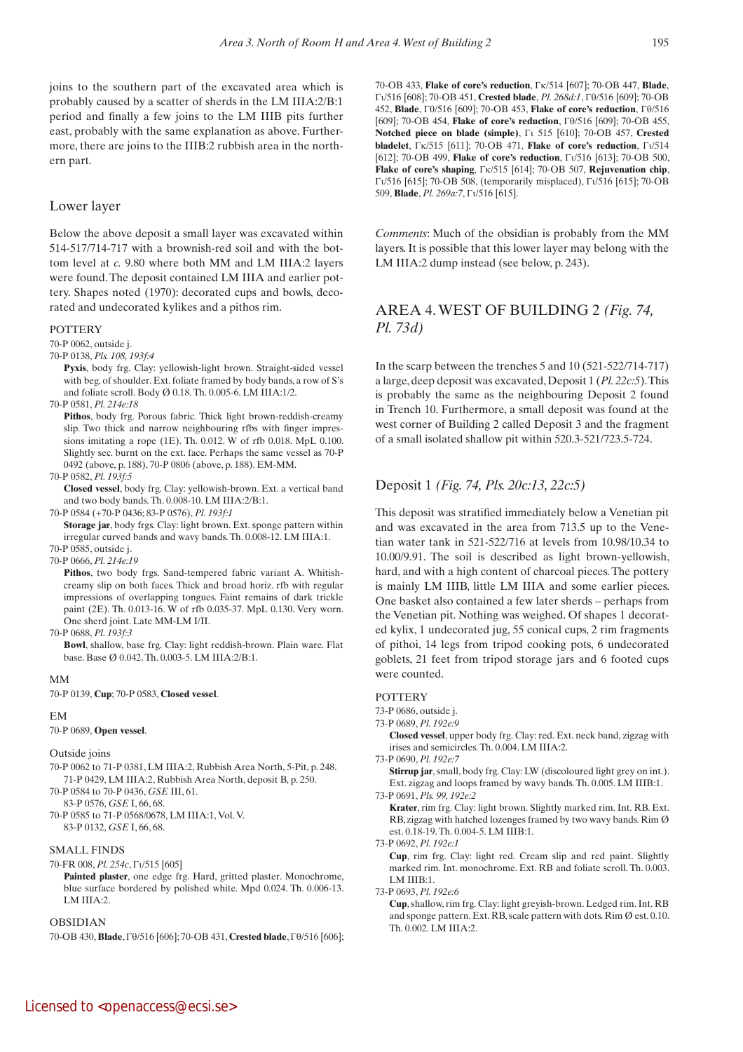joins to the southern part of the excavated area which is probably caused by a scatter of sherds in the LM IIIA:2/B:1 period and finally a few joins to the LM IIIB pits further east, probably with the same explanation as above. Furthermore, there are joins to the IIIB:2 rubbish area in the northern part.

### Lower layer

Below the above deposit a small layer was excavated within 514-517/714-717 with a brownish-red soil and with the bottom level at *c.* 9.80 where both MM and LM IIIA:2 layers were found. The deposit contained LM IIIA and earlier pottery. Shapes noted (1970): decorated cups and bowls, decorated and undecorated kylikes and a pithos rim.

#### POTTERY

70-P 0062, outside j.

70-P 0138, *Pls. 108, 193f:4*

**Pyxis**, body frg. Clay: yellowish-light brown. Straight-sided vessel with beg. of shoulder. Ext. foliate framed by body bands, a row of S's and foliate scroll. Body Ø 0.18. Th. 0.005-6. LM IIIA:1/2.

70-P 0581, *Pl. 214e:18*

**Pithos**, body frg. Porous fabric. Thick light brown-reddish-creamy slip. Two thick and narrow neighbouring rfbs with finger impressions imitating a rope (1E). Th. 0.012. W of rfb 0.018. MpL 0.100. Slightly sec. burnt on the ext. face. Perhaps the same vessel as 70-P 0492 (above, p. 188), 70-P 0806 (above, p. 188). EM-MM.

70-P 0582, *Pl. 193f:5*

**Closed vessel**, body frg. Clay: yellowish-brown. Ext. a vertical band and two body bands. Th. 0.008-10. LM IIIA:2/B:1.

70-P 0584 (+70-P 0436; 83-P 0576), *Pl. 193f:1*

**Storage jar**, body frgs. Clay: light brown. Ext. sponge pattern within irregular curved bands and wavy bands. Th. 0.008-12. LM IIIA:1.

70-P 0585, outside j.

70-P 0666, *Pl. 214e:19*

**Pithos**, two body frgs. Sand-tempered fabric variant A. Whitish-creamy slip on both faces. Thick and broad horiz. rfb with regular impressions of overlapping tongues. Faint remains of dark trickle paint (2E). Th. 0.013-16. W of rfb 0.035-37. MpL 0.130. Very worn. One sherd joint. Late MM-LM I/II.

70-P 0688, *Pl. 193f:3*

**Bowl**, shallow, base frg. Clay: light reddish-brown. Plain ware. Flat base. Base Ø 0.042. Th. 0.003-5. LM IIIA:2/B:1.

#### MM

70-P 0139, **Cup**; 70-P 0583, **Closed vessel**.

#### EM

70-P 0689, **Open vessel**.

#### Outside joins

70-P 0062 to 71-P 0381, LM IIIA:2, Rubbish Area North, 5-Pit, p. 248.
71-P 0429, LM IIIA:2, Rubbish Area North, deposit B, p. 250.

70-P 0584 to 70-P 0436, *GSE* III, 61.
83-P 0576, *GSE* I, 66, 68.

70-P 0585 to 71-P 0568/0678, LM IIIA:1, Vol. V.
83-P 0132, *GSE* I, 66, 68.

#### SMALL FINDS

70-FR 008, *Pl. 254c*, Γι/515 [605]

**Painted plaster**, one edge frg. Hard, gritted plaster. Monochrome, blue surface bordered by polished white. Mpd 0.024. Th. 0.006-13. LM IIIA:2.

#### OBSIDIAN

70-OB 430, **Blade**, Γθ/516 [606]; 70-OB 431, **Crested blade**, Γθ/516 [606]; 70-OB 433, **Flake of core's reduction**, Γκ/514 [607]; 70-OB 447, **Blade**, Γι/516 [608]; 70-OB 451, **Crested blade**, *Pl. 268d:1*, Γθ/516 [609]; 70-OB 452, **Blade**, Γθ/516 [609]; 70-OB 453, **Flake of core's reduction**, Γθ/516 [609]; 70-OB 454, **Flake of core's reduction**, Γθ/516 [609]; 70-OB 455, **Notched piece on blade (simple)**, Γι 515 [610]; 70-OB 457, **Crested bladelet**, Γκ/515 [611]; 70-OB 471, **Flake of core's reduction**, Γι/514 [612]; 70-OB 499, **Flake of core's reduction**, Γι/516 [613]; 70-OB 500, **Flake of core's shaping**, Γκ/515 [614]; 70-OB 507, **Rejuvenation chip**, Γι/516 [615]; 70-OB 508, (temporarily misplaced), Γι/516 [615]; 70-OB 509, **Blade**, *Pl. 269a:7*, Γι/516 [615].

*Comments*: Much of the obsidian is probably from the MM layers. It is possible that this lower layer may belong with the LM IIIA:2 dump instead (see below, p. 243).

## AREA 4. WEST OF BUILDING 2 *(Fig. 74, Pl. 73d)*

In the scarp between the trenches 5 and 10 (521-522/714-717) a large, deep deposit was excavated, Deposit 1 (*Pl. 22c:5*). This is probably the same as the neighbouring Deposit 2 found in Trench 10. Furthermore, a small deposit was found at the west corner of Building 2 called Deposit 3 and the fragment of a small isolated shallow pit within 520.3-521/723.5-724.

### Deposit 1 *(Fig. 74, Pls. 20c:13, 22c:5)*

This deposit was stratified immediately below a Venetian pit and was excavated in the area from 713.5 up to the Venetian water tank in 521-522/716 at levels from 10.98/10.34 to 10.00/9.91. The soil is described as light brown-yellowish, hard, and with a high content of charcoal pieces. The pottery is mainly LM IIIB, little LM IIIA and some earlier pieces. One basket also contained a few later sherds – perhaps from the Venetian pit. Nothing was weighed. Of shapes 1 decorated kylix, 1 undecorated jug, 55 conical cups, 2 rim fragments of pithoi, 14 legs from tripod cooking pots, 6 undecorated goblets, 21 feet from tripod storage jars and 6 footed cups were counted.

#### POTTERY

73-P 0686, outside j.

73-P 0689, *Pl. 192e:9*

**Closed vessel**, upper body frg. Clay: red. Ext. neck band, zigzag with irises and semicircles. Th. 0.004. LM IIIA:2.

73-P 0690, *Pl. 192e:7*

**Stirrup jar**, small, body frg. Clay: LW (discoloured light grey on int.). Ext. zigzag and loops framed by wavy bands. Th. 0.005. LM IIIB:1.

73-P 0691, *Pls. 99, 192e:2*

**Krater**, rim frg. Clay: light brown. Slightly marked rim. Int. RB. Ext. RB, zigzag with hatched lozenges framed by two wavy bands. Rim Ø est. 0.18-19. Th. 0.004-5. LM IIIB:1.

73-P 0692, *Pl. 192e:1*

**Cup**, rim frg. Clay: light red. Cream slip and red paint. Slightly marked rim. Int. monochrome. Ext. RB and foliate scroll. Th. 0.003. LM IIIB:1.

73-P 0693, *Pl. 192e:6*

**Cup**, shallow, rim frg. Clay: light greyish-brown. Ledged rim. Int. RB and sponge pattern. Ext. RB, scale pattern with dots. Rim Ø est. 0.10. Th. 0.002. LM IIIA:2.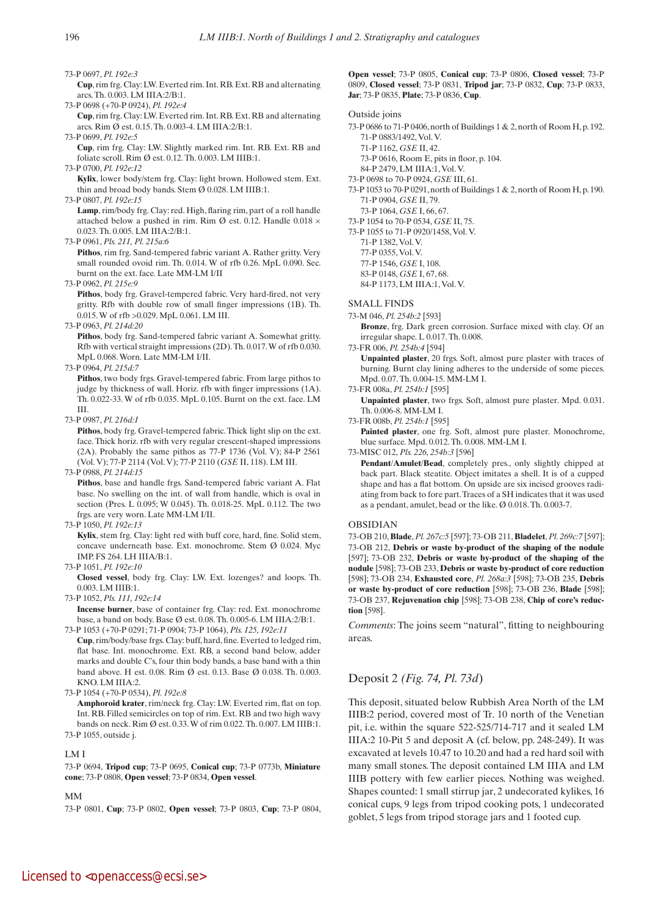73-P 0697, *Pl. 192e:3*
**Cup**, rim frg. Clay: LW. Everted rim. Int. RB. Ext. RB and alternating arcs. Th. 0.003. LM IIIA:2/B:1.

73-P 0698 (+70-P 0924), *Pl. 192e:4*
**Cup**, rim frg. Clay: LW. Everted rim. Int. RB. Ext. RB and alternating arcs. Rim Ø est. 0.15. Th. 0.003-4. LM IIIA:2/B:1.

73-P 0699, *Pl. 192e:5*
**Cup**, rim frg. Clay: LW. Slightly marked rim. Int. RB. Ext. RB and foliate scroll. Rim Ø est. 0.12. Th. 0.003. LM IIIB:1.

73-P 0700, *Pl. 192e:12*
**Kylix**, lower body/stem frg. Clay: light brown. Hollowed stem. Ext. thin and broad body bands. Stem Ø 0.028. LM IIIB:1.

73-P 0807, *Pl. 192e:15*
**Lamp**, rim/body frg. Clay: red. High, flaring rim, part of a roll handle attached below a pushed in rim. Rim Ø est. 0.12. Handle 0.018 × 0.023. Th. 0.005. LM IIIA:2/B:1.

73-P 0961, *Pls. 211, Pl. 215a:6*
**Pithos**, rim frg. Sand-tempered fabric variant A. Rather gritty. Very small rounded ovoid rim. Th. 0.014. W of rfb 0.26. MpL 0.090. Sec. burnt on the ext. face. Late MM-LM I/II

73-P 0962, *Pl. 215e:9*
**Pithos**, body frg. Gravel-tempered fabric. Very hard-fired, not very gritty. Rfb with double row of small finger impressions (1B). Th. 0.015. W of rfb >0.029. MpL 0.061. LM III.

73-P 0963, *Pl. 214d:20*
**Pithos**, body frg. Sand-tempered fabric variant A. Somewhat gritty. Rfb with vertical straight impressions (2D). Th. 0.017. W of rfb 0.030. MpL 0.068. Worn. Late MM-LM I/II.

73-P 0964, *Pl. 215d:7*
**Pithos**, two body frgs. Gravel-tempered fabric. From large pithos to judge by thickness of wall. Horiz. rfb with finger impressions (1A). Th. 0.022-33. W of rfb 0.035. MpL 0.105. Burnt on the ext. face. LM III.

73-P 0987, *Pl. 216d:1*
**Pithos**, body frg. Gravel-tempered fabric. Thick light slip on the ext. face. Thick horiz. rfb with very regular crescent-shaped impressions (2A). Probably the same pithos as 77-P 1736 (Vol. V); 84-P 2561 (Vol. V); 77-P 2114 (Vol. V); 77-P 2110 (*GSE* II, 118). LM III.

73-P 0988, *Pl. 214d:15*
**Pithos**, base and handle frgs. Sand-tempered fabric variant A. Flat base. No swelling on the int. of wall from handle, which is oval in section (Pres. L 0.095; W 0.045). Th. 0.018-25. MpL 0.112. The two frgs. are very worn. Late MM-LM I/II.

73-P 1050, *Pl. 192e:13*
**Kylix**, stem frg. Clay: light red with buff core, hard, fine. Solid stem, concave underneath base. Ext. monochrome. Stem Ø 0.024. Myc IMP. FS 264. LH IIIA/B:1.

73-P 1051, *Pl. 192e:10*
**Closed vessel**, body frg. Clay: LW. Ext. lozenges? and loops. Th. 0.003. LM IIIB:1.

73-P 1052, *Pls. 111, 192e:14*
**Incense burner**, base of container frg. Clay: red. Ext. monochrome base, a band on body. Base Ø est. 0.08. Th. 0.005-6. LM IIIA:2/B:1.

73-P 1053 (+70-P 0291; 71-P 0904; 73-P 1064), *Pls. 125, 192e:11*
**Cup**, rim/body/base frgs. Clay: buff, hard, fine. Everted to ledged rim, flat base. Int. monochrome. Ext. RB, a second band below, adder marks and double C's, four thin body bands, a base band with a thin band above. H est. 0.08. Rim Ø est. 0.13. Base Ø 0.038. Th. 0.003. KNO. LM IIIA:2.

73-P 1054 (+70-P 0534), *Pl. 192e:8*
**Amphoroid krater**, rim/neck frg. Clay: LW. Everted rim, flat on top. Int. RB. Filled semicircles on top of rim. Ext. RB and two high wavy bands on neck. Rim Ø est. 0.33. W of rim 0.022. Th. 0.007. LM IIIB:1.

73-P 1055, outside j.

LM I

73-P 0694, **Tripod cup**; 73-P 0695, **Conical cup**; 73-P 0773b, **Miniature cone**; 73-P 0808, **Open vessel**; 73-P 0834, **Open vessel**.

MM

73-P 0801, **Cup**; 73-P 0802, **Open vessel**; 73-P 0803, **Cup**; 73-P 0804, **Open vessel**; 73-P 0805, **Conical cup**; 73-P 0806, **Closed vessel**; 73-P 0809, **Closed vessel**; 73-P 0831, **Tripod jar**; 73-P 0832, **Cup**; 73-P 0833, **Jar**; 73-P 0835, **Plate**; 73-P 0836, **Cup**.

Outside joins

73-P 0686 to 71-P 0406, north of Buildings 1 & 2, north of Room H, p. 192.
71-P 0883/1492, Vol. V.
71-P 1162, *GSE* II, 42.
73-P 0616, Room E, pits in floor, p. 104.
84-P 2479, LM IIIA:1, Vol. V.
73-P 0698 to 70-P 0924, *GSE* III, 61.
73-P 1053 to 70-P 0291, north of Buildings 1 & 2, north of Room H, p. 190.
71-P 0904, *GSE* II, 79.
73-P 1064, *GSE* I, 66, 67.
73-P 1054 to 70-P 0534, *GSE* II, 75.
73-P 1055 to 71-P 0920/1458, Vol. V.
71-P 1382, Vol. V.
77-P 0355, Vol. V.
77-P 1546, *GSE* I, 108.
83-P 0148, *GSE* I, 67, 68.
84-P 1173, LM IIIA:1, Vol. V.

SMALL FINDS

73-M 046, *Pl. 254b:2* [593]
**Bronze**, frg. Dark green corrosion. Surface mixed with clay. Of an irregular shape. L 0.017. Th. 0.008.

73-FR 006, *Pl. 254b:4* [594]
**Unpainted plaster**, 20 frgs. Soft, almost pure plaster with traces of burning. Burnt clay lining adheres to the underside of some pieces. Mpd. 0.07. Th. 0.004-15. MM-LM I.

73-FR 008a, *Pl. 254b:1* [595]
**Unpainted plaster**, two frgs. Soft, almost pure plaster. Mpd. 0.031. Th. 0.006-8. MM-LM I.

73-FR 008b, *Pl. 254b:1* [595]
**Painted plaster**, one frg. Soft, almost pure plaster. Monochrome, blue surface. Mpd. 0.012. Th. 0.008. MM-LM I.

73-MISC 012, *Pls. 226, 254b:3* [596]
**Pendant/Amulet/Bead**, completely pres., only slightly chipped at back part. Black steatite. Object imitates a shell. It is of a cupped shape and has a flat bottom. On upside are six incised grooves radiating from back to fore part. Traces of a SH indicates that it was used as a pendant, amulet, bead or the like. Ø 0.018. Th. 0.003-7.

OBSIDIAN

73-OB 210, **Blade**, *Pl. 267c:5* [597]; 73-OB 211, **Bladelet**, *Pl. 269c:7* [597]; 73-OB 212, **Debris or waste by-product of the shaping of the nodule** [597]; 73-OB 232, **Debris or waste by-product of the shaping of the nodule** [598]; 73-OB 233, **Debris or waste by-product of core reduction** [598]; 73-OB 234, **Exhausted core**, *Pl. 268a:3* [598]; 73-OB 235, **Debris or waste by-product of core reduction** [598]; 73-OB 236, **Blade** [598]; 73-OB 237, **Rejuvenation chip** [598]; 73-OB 238, **Chip of core's reduction** [598].

*Comments*: The joins seem "natural", fitting to neighbouring areas.

## Deposit 2 *(Fig. 74, Pl. 73d)*

This deposit, situated below Rubbish Area North of the LM IIIB:2 period, covered most of Tr. 10 north of the Venetian pit, i.e. within the square 522-525/714-717 and it sealed LM IIIA:2 10-Pit 5 and deposit A (cf. below, pp. 248-249). It was excavated at levels 10.47 to 10.20 and had a red hard soil with many small stones. The deposit contained LM IIIA and LM IIIB pottery with few earlier pieces. Nothing was weighed. Shapes counted: 1 small stirrup jar, 2 undecorated kylikes, 16 conical cups, 9 legs from tripod cooking pots, 1 undecorated goblet, 5 legs from tripod storage jars and 1 footed cup.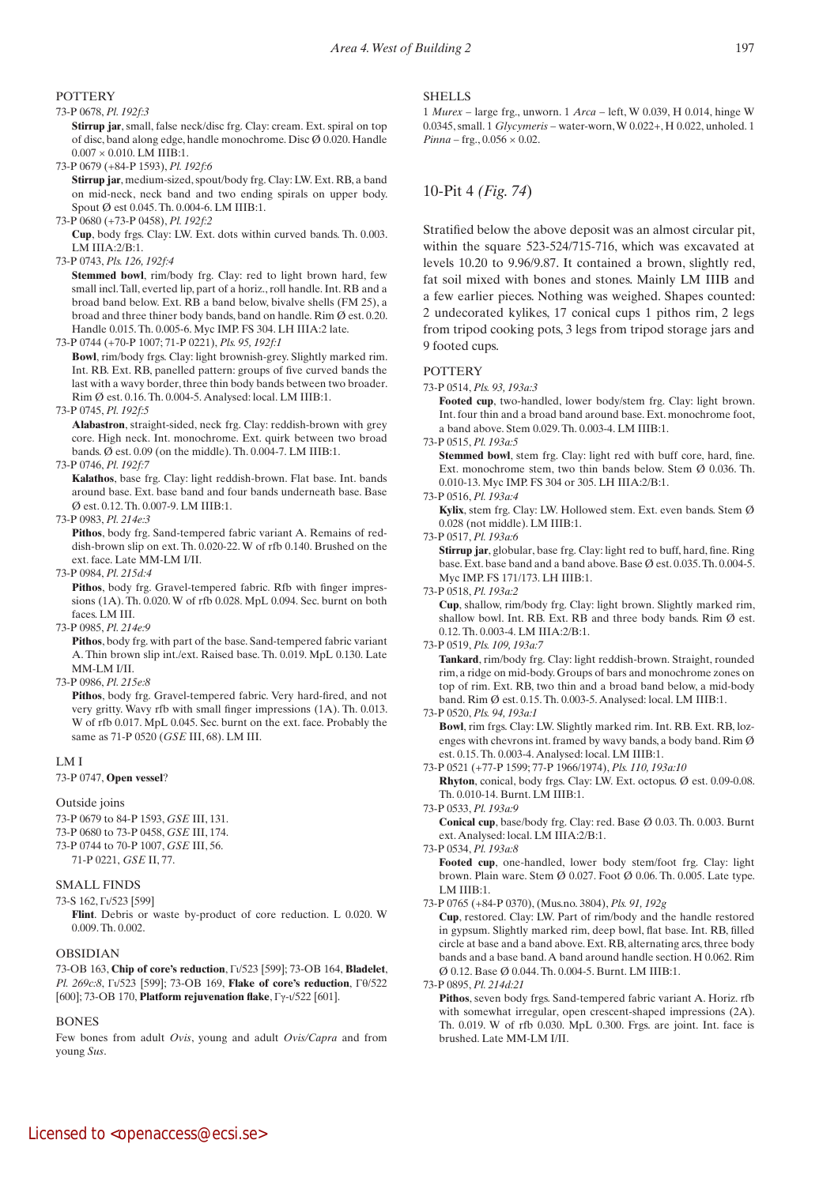## POTTERY

73-P 0678, *Pl. 192f:3*

**Stirrup jar**, small, false neck/disc frg. Clay: cream. Ext. spiral on top of disc, band along edge, handle monochrome. Disc Ø 0.020. Handle 0.007 × 0.010. LM IIIB:1.

73-P 0679 (+84-P 1593), *Pl. 192f:6*

**Stirrup jar**, medium-sized, spout/body frg. Clay: LW. Ext. RB, a band on mid-neck, neck band and two ending spirals on upper body. Spout Ø est 0.045. Th. 0.004-6. LM IIIB:1.

73-P 0680 (+73-P 0458), *Pl. 192f:2*

**Cup**, body frgs. Clay: LW. Ext. dots within curved bands. Th. 0.003. LM IIIA:2/B:1.

73-P 0743, *Pls. 126, 192f:4*

**Stemmed bowl**, rim/body frg. Clay: red to light brown hard, few small incl. Tall, everted lip, part of a horiz., roll handle. Int. RB and a broad band below. Ext. RB a band below, bivalve shells (FM 25), a broad and three thinner body bands, band on handle. Rim Ø est. 0.20. Handle 0.015. Th. 0.005-6. Myc IMP. FS 304. LH IIIA:2 late.

73-P 0744 (+70-P 1007; 71-P 0221), *Pls. 95, 192f:1*

**Bowl**, rim/body frgs. Clay: light brownish-grey. Slightly marked rim. Int. RB. Ext. RB, panelled pattern: groups of five curved bands the last with a wavy border, three thin body bands between two broader. Rim Ø est. 0.16. Th. 0.004-5. Analysed: local. LM IIIB:1.

73-P 0745, *Pl. 192f:5*

**Alabastron**, straight-sided, neck frg. Clay: reddish-brown with grey core. High neck. Int. monochrome. Ext. quirk between two broad bands. Ø est. 0.09 (on the middle). Th. 0.004-7. LM IIIB:1.

73-P 0746, *Pl. 192f:7*

**Kalathos**, base frg. Clay: light reddish-brown. Flat base. Int. bands around base. Ext. base band and four bands underneath base. Base Ø est. 0.12. Th. 0.007-9. LM IIIB:1.

73-P 0983, *Pl. 214e:3*

**Pithos**, body frg. Sand-tempered fabric variant A. Remains of reddish-brown slip on ext. Th. 0.020-22. W of rfb 0.140. Brushed on the ext. face. Late MM-LM I/II.

73-P 0984, *Pl. 215d:4*

**Pithos**, body frg. Gravel-tempered fabric. Rfb with finger impressions (1A). Th. 0.020. W of rfb 0.028. MpL 0.094. Sec. burnt on both faces. LM III.

73-P 0985, *Pl. 214e:9*

**Pithos**, body frg. with part of the base. Sand-tempered fabric variant A. Thin brown slip int./ext. Raised base. Th. 0.019. MpL 0.130. Late MM-LM I/II.

73-P 0986, *Pl. 215e:8*

**Pithos**, body frg. Gravel-tempered fabric. Very hard-fired, and not very gritty. Wavy rfb with small finger impressions (1A). Th. 0.013. W of rfb 0.017. MpL 0.045. Sec. burnt on the ext. face. Probably the same as 71-P 0520 (*GSE* III, 68). LM III.

## LM I

73-P 0747, **Open vessel**?

Outside joins

73-P 0679 to 84-P 1593, *GSE* III, 131.
73-P 0680 to 73-P 0458, *GSE* III, 174.
73-P 0744 to 70-P 1007, *GSE* III, 56.
71-P 0221, *GSE* II, 77.

## SMALL FINDS

73-S 162, Γι/523 [599]

**Flint**. Debris or waste by-product of core reduction. L 0.020. W 0.009. Th. 0.002.

## OBSIDIAN

73-OB 163, **Chip of core's reduction**, Γι/523 [599]; 73-OB 164, **Bladelet**, *Pl. 269c:8*, Γι/523 [599]; 73-OB 169, **Flake of core's reduction**, Γθ/522 [600]; 73-OB 170, **Platform rejuvenation flake**, Γγ-ι/522 [601].

## BONES

Few bones from adult *Ovis*, young and adult *Ovis/Capra* and from young *Sus*.

## SHELLS

1 *Murex* – large frg., unworn. 1 *Arca* – left, W 0.039, H 0.014, hinge W 0.0345, small. 1 *Glycymeris* – water-worn, W 0.022+, H 0.022, unholed. 1 *Pinna* – frg., 0.056 × 0.02.

## 10-Pit 4 *(Fig. 74)*

Stratified below the above deposit was an almost circular pit, within the square 523-524/715-716, which was excavated at levels 10.20 to 9.96/9.87. It contained a brown, slightly red, fat soil mixed with bones and stones. Mainly LM IIIB and a few earlier pieces. Nothing was weighed. Shapes counted: 2 undecorated kylikes, 17 conical cups 1 pithos rim, 2 legs from tripod cooking pots, 3 legs from tripod storage jars and 9 footed cups.

## POTTERY

73-P 0514, *Pls. 93, 193a:3*

**Footed cup**, two-handled, lower body/stem frg. Clay: light brown. Int. four thin and a broad band around base. Ext. monochrome foot, a band above. Stem 0.029. Th. 0.003-4. LM IIIB:1.

73-P 0515, *Pl. 193a:5*

**Stemmed bowl**, stem frg. Clay: light red with buff core, hard, fine. Ext. monochrome stem, two thin bands below. Stem Ø 0.036. Th. 0.010-13. Myc IMP. FS 304 or 305. LH IIIA:2/B:1.

73-P 0516, *Pl. 193a:4*

**Kylix**, stem frg. Clay: LW. Hollowed stem. Ext. even bands. Stem Ø 0.028 (not middle). LM IIIB:1.

73-P 0517, *Pl. 193a:6*

**Stirrup jar**, globular, base frg. Clay: light red to buff, hard, fine. Ring base. Ext. base band and a band above. Base Ø est. 0.035. Th. 0.004-5. Myc IMP. FS 171/173. LH IIIB:1.

73-P 0518, *Pl. 193a:2*

**Cup**, shallow, rim/body frg. Clay: light brown. Slightly marked rim, shallow bowl. Int. RB. Ext. RB and three body bands. Rim Ø est. 0.12. Th. 0.003-4. LM IIIA:2/B:1.

73-P 0519, *Pls. 109, 193a:7*

**Tankard**, rim/body frg. Clay: light reddish-brown. Straight, rounded rim, a ridge on mid-body. Groups of bars and monochrome zones on top of rim. Ext. RB, two thin and a broad band below, a mid-body band. Rim Ø est. 0.15. Th. 0.003-5. Analysed: local. LM IIIB:1.

73-P 0520, *Pls. 94, 193a:1*

**Bowl**, rim frgs. Clay: LW. Slightly marked rim. Int. RB. Ext. RB, lozenges with chevrons int. framed by wavy bands, a body band. Rim Ø est. 0.15. Th. 0.003-4. Analysed: local. LM IIIB:1.

73-P 0521 (+77-P 1599; 77-P 1966/1974), *Pls. 110, 193a:10*

**Rhyton**, conical, body frgs. Clay: LW. Ext. octopus. Ø est. 0.09-0.08. Th. 0.010-14. Burnt. LM IIIB:1.

73-P 0533, *Pl. 193a:9*

**Conical cup**, base/body frg. Clay: red. Base Ø 0.03. Th. 0.003. Burnt ext. Analysed: local. LM IIIA:2/B:1.

73-P 0534, *Pl. 193a:8*

**Footed cup**, one-handled, lower body stem/foot frg. Clay: light brown. Plain ware. Stem Ø 0.027. Foot Ø 0.06. Th. 0.005. Late type. LM IIIB:1.

73-P 0765 (+84-P 0370), (Mus.no. 3804), *Pls. 91, 192g*

**Cup**, restored. Clay: LW. Part of rim/body and the handle restored in gypsum. Slightly marked rim, deep bowl, flat base. Int. RB, filled circle at base and a band above. Ext. RB, alternating arcs, three body bands and a base band. A band around handle section. H 0.062. Rim Ø 0.12. Base Ø 0.044. Th. 0.004-5. Burnt. LM IIIB:1.

73-P 0895, *Pl. 214d:21*

**Pithos**, seven body frgs. Sand-tempered fabric variant A. Horiz. rfb with somewhat irregular, open crescent-shaped impressions (2A). Th. 0.019. W of rfb 0.030. MpL 0.300. Frgs. are joint. Int. face is brushed. Late MM-LM I/II.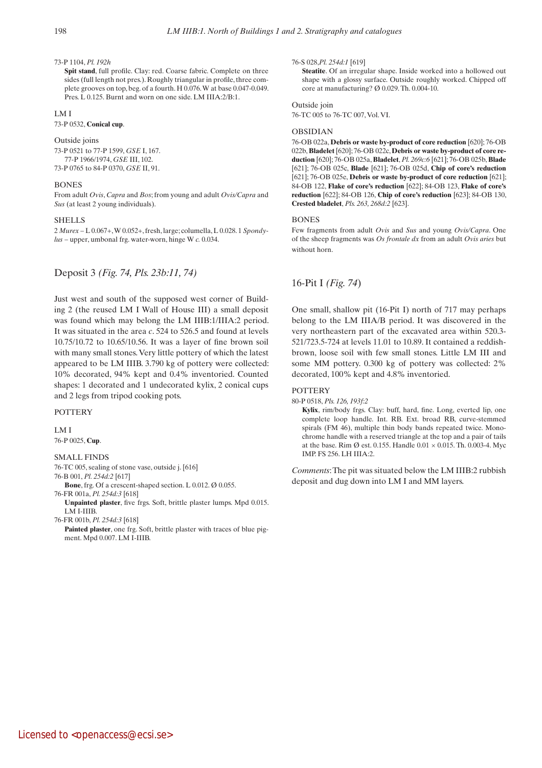73-P 1104, *Pl. 192h*

**Spit stand**, full profile. Clay: red. Coarse fabric. Complete on three sides (full length not pres.). Roughly triangular in profile, three complete grooves on top, beg. of a fourth. H 0.076. W at base 0.047-0.049. Pres. L 0.125. Burnt and worn on one side. LM IIIA:2/B:1.

LM I

73-P 0532, **Conical cup**.

Outside joins

73-P 0521 to 77-P 1599, *GSE* I, 167.
77-P 1966/1974, *GSE* III, 102.
73-P 0765 to 84-P 0370, *GSE* II, 91.

BONES

From adult *Ovis*, *Capra* and *Bos*; from young and adult *Ovis/Capra* and *Sus* (at least 2 young individuals).

SHELLS

2 *Murex* – L 0.067+, W 0.052+, fresh, large; columella, L 0.028. 1 *Spondylus* – upper, umbonal frg. water-worn, hinge W *c.* 0.034.

## Deposit 3 *(Fig. 74, Pls. 23b:11, 74)*

Just west and south of the supposed west corner of Building 2 (the reused LM I Wall of House III) a small deposit was found which may belong the LM IIIB:1/IIIA:2 period. It was situated in the area *c*. 524 to 526.5 and found at levels 10.75/10.72 to 10.65/10.56. It was a layer of fine brown soil with many small stones. Very little pottery of which the latest appeared to be LM IIIB. 3.790 kg of pottery were collected: 10% decorated, 94% kept and 0.4% inventoried. Counted shapes: 1 decorated and 1 undecorated kylix, 2 conical cups and 2 legs from tripod cooking pots.

POTTERY

LM I

76-P 0025, **Cup**.

SMALL FINDS

76-TC 005, sealing of stone vase, outside j. [616]

76-B 001, *Pl. 254d:2* [617]

**Bone**, frg. Of a crescent-shaped section. L 0.012. Ø 0.055.

76-FR 001a, *Pl. 254d:3* [618]

**Unpainted plaster**, five frgs. Soft, brittle plaster lumps. Mpd 0.015. LM I-IIIB.

76-FR 001b, *Pl. 254d:3* [618]

**Painted plaster**, one frg. Soft, brittle plaster with traces of blue pigment. Mpd 0.007. LM I-IIIB.

76-S 028,*Pl. 254d:1* [619]

**Steatite**. Of an irregular shape. Inside worked into a hollowed out shape with a glossy surface. Outside roughly worked. Chipped off core at manufacturing? Ø 0.029. Th. 0.004-10.

Outside join

76-TC 005 to 76-TC 007, Vol. VI.

OBSIDIAN

76-OB 022a, **Debris or waste by-product of core reduction** [620]; 76-OB 022b, **Bladelet** [620]; 76-OB 022c, **Debris or waste by-product of core reduction** [620]; 76-OB 025a, **Bladelet**, *Pl. 269c:6* [621]; 76-OB 025b, **Blade** [621]; 76-OB 025c, **Blade** [621]; 76-OB 025d, **Chip of core's reduction** [621]; 76-OB 025e, **Debris or waste by-product of core reduction** [621]; 84-OB 122, **Flake of core's reduction** [622]; 84-OB 123, **Flake of core's reduction** [622]; 84-OB 126, **Chip of core's reduction** [623]; 84-OB 130, **Crested bladelet**, *Pls. 263, 268d:2* [623].

BONES

Few fragments from adult *Ovis* and *Sus* and young *Ovis/Capra*. One of the sheep fragments was *Os frontale dx* from an adult *Ovis aries* but without horn.

## 16-Pit I *(Fig. 74)*

One small, shallow pit (16-Pit I) north of 717 may perhaps belong to the LM IIIA/B period. It was discovered in the very northeastern part of the excavated area within 520.3-521/723.5-724 at levels 11.01 to 10.89. It contained a reddish-brown, loose soil with few small stones. Little LM III and some MM pottery. 0.300 kg of pottery was collected: 2% decorated, 100% kept and 4.8% inventoried.

POTTERY

80-P 0518, *Pls. 126, 193f:2*

**Kylix**, rim/body frgs. Clay: buff, hard, fine. Long, everted lip, one complete loop handle. Int. RB. Ext. broad RB, curve-stemmed spirals (FM 46), multiple thin body bands repeated twice. Monochrome handle with a reserved triangle at the top and a pair of tails at the base. Rim Ø est. 0.155. Handle 0.01 × 0.015. Th. 0.003-4. Myc IMP. FS 256. LH IIIA:2.

*Comments*: The pit was situated below the LM IIIB:2 rubbish deposit and dug down into LM I and MM layers.